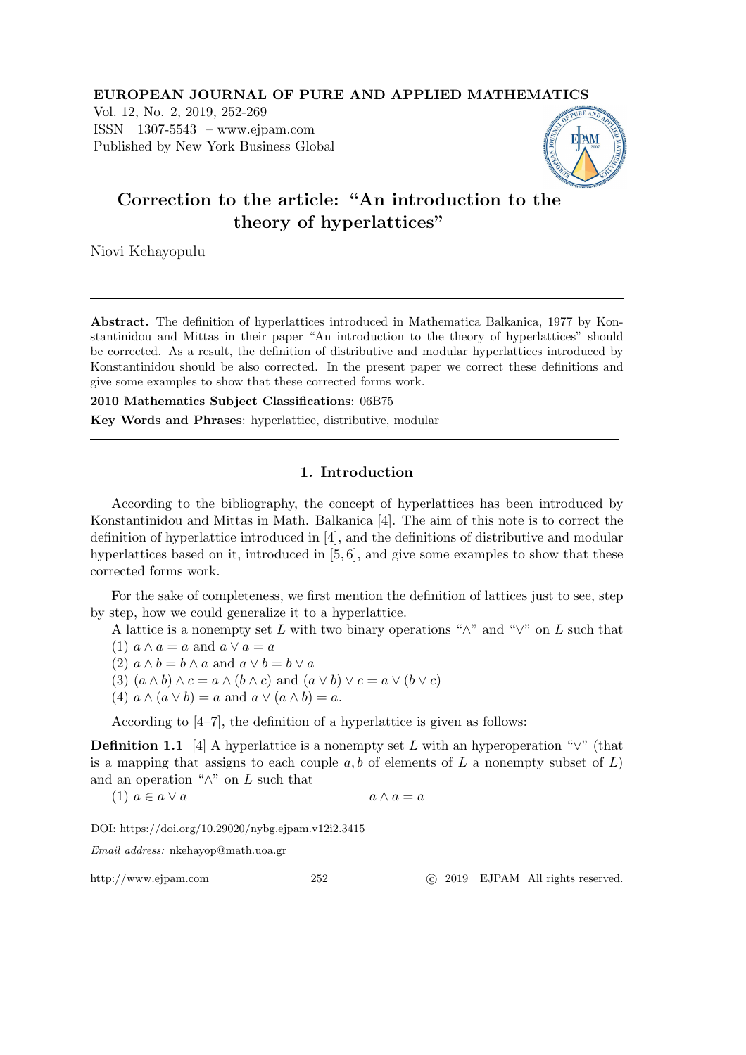**EUROPEAN JOURNAL OF PURE AND APPLIED MATHEMATICS**
Vol. 12, No. 2, 2019, 252-269
ISSN 1307-5543 – www.ejpam.com
Published by New York Business Global

# Correction to the article: "An introduction to the theory of hyperlattices"

Niovi Kehayopulu

---

**Abstract.** The definition of hyperlattices introduced in Mathematica Balkanica, 1977 by Konstantinidou and Mittas in their paper "An introduction to the theory of hyperlattices" should be corrected. As a result, the definition of distributive and modular hyperlattices introduced by Konstantinidou should be also corrected. In the present paper we correct these definitions and give some examples to show that these corrected forms work.

**2010 Mathematics Subject Classifications**: 06B75

**Key Words and Phrases**: hyperlattice, distributive, modular

---

## 1. Introduction

According to the bibliography, the concept of hyperlattices has been introduced by Konstantinidou and Mittas in Math. Balkanica [4]. The aim of this note is to correct the definition of hyperlattice introduced in [4], and the definitions of distributive and modular hyperlattices based on it, introduced in [5, 6], and give some examples to show that these corrected forms work.

For the sake of completeness, we first mention the definition of lattices just to see, step by step, how we could generalize it to a hyperlattice.

A lattice is a nonempty set $L$ with two binary operations "$\wedge$" and "$\vee$" on $L$ such that

(1) $a \wedge a = a$ and $a \vee a = a$

(2) $a \wedge b = b \wedge a$ and $a \vee b = b \vee a$

(3) $(a \wedge b) \wedge c = a \wedge (b \wedge c)$ and $(a \vee b) \vee c = a \vee (b \vee c)$

(4) $a \wedge (a \vee b) = a$ and $a \vee (a \wedge b) = a$.

According to [4–7], the definition of a hyperlattice is given as follows:

**Definition 1.1** [4] A hyperlattice is a nonempty set $L$ with an hyperoperation "$\vee$" (that is a mapping that assigns to each couple $a, b$ of elements of $L$ a nonempty subset of $L$) and an operation "$\wedge$" on $L$ such that

(1) $a \in a \vee a$ $\qquad\qquad a \wedge a = a$

---

DOI: https://doi.org/10.29020/nybg.ejpam.v12i2.3415

*Email address:* nkehayop@math.uoa.gr

http://www.ejpam.com © 2019 EJPAM All rights reserved.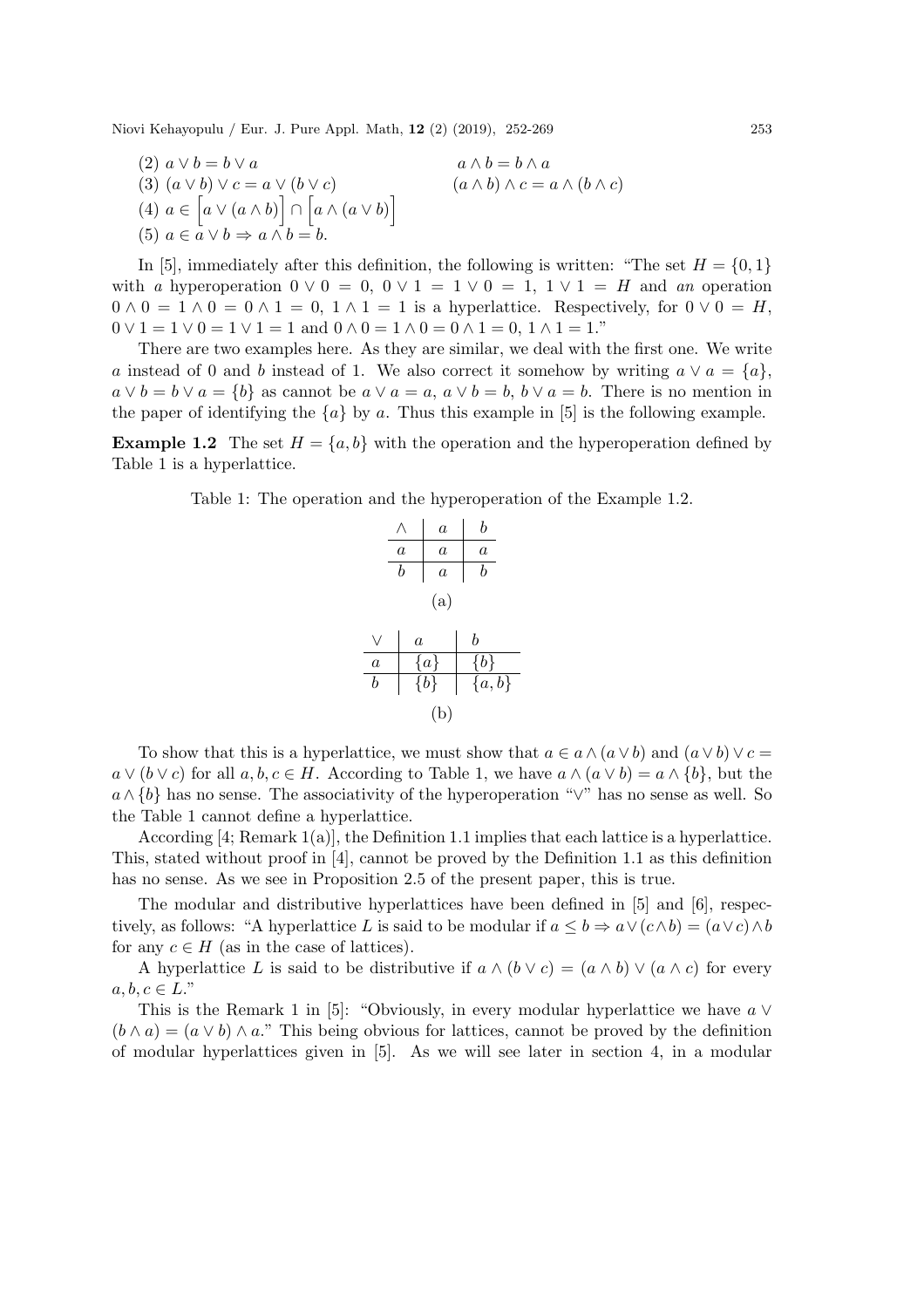(2) $a \vee b = b \vee a$ $\qquad\qquad\qquad\qquad$ $a \wedge b = b \wedge a$

(3) $(a \vee b) \vee c = a \vee (b \vee c)$ $\qquad\qquad$ $(a \wedge b) \wedge c = a \wedge (b \wedge c)$

(4) $a \in \Big[a \vee (a \wedge b)\Big] \cap \Big[a \wedge (a \vee b)\Big]$

(5) $a \in a \vee b \Rightarrow a \wedge b = b$.

In [5], immediately after this definition, the following is written: "The set $H = \{0, 1\}$ with *a* hyperoperation $0 \vee 0 = 0$, $0 \vee 1 = 1 \vee 0 = 1$, $1 \vee 1 = H$ and *an* operation $0 \wedge 0 = 1 \wedge 0 = 0 \wedge 1 = 0$, $1 \wedge 1 = 1$ is a hyperlattice. Respectively, for $0 \vee 0 = H$, $0 \vee 1 = 1 \vee 0 = 1 \vee 1 = 1$ and $0 \wedge 0 = 1 \wedge 0 = 0 \wedge 1 = 0$, $1 \wedge 1 = 1$."

There are two examples here. As they are similar, we deal with the first one. We write $a$ instead of 0 and $b$ instead of 1. We also correct it somehow by writing $a \vee a = \{a\}$, $a \vee b = b \vee a = \{b\}$ as cannot be $a \vee a = a$, $a \vee b = b$, $b \vee a = b$. There is no mention in the paper of identifying the $\{a\}$ by $a$. Thus this example in [5] is the following example.

**Example 1.2** The set $H = \{a, b\}$ with the operation and the hyperoperation defined by Table 1 is a hyperlattice.

Table 1: The operation and the hyperoperation of the Example 1.2.

| $\wedge$ | $a$ | $b$ |
|---|---|---|
| $a$ | $a$ | $a$ |
| $b$ | $a$ | $b$ |

(a)

| $\vee$ | $a$ | $b$ |
|---|---|---|
| $a$ | $\{a\}$ | $\{b\}$ |
| $b$ | $\{b\}$ | $\{a, b\}$ |

(b)

To show that this is a hyperlattice, we must show that $a \in a \wedge (a \vee b)$ and $(a \vee b) \vee c = a \vee (b \vee c)$ for all $a, b, c \in H$. According to Table 1, we have $a \wedge (a \vee b) = a \wedge \{b\}$, but the $a \wedge \{b\}$ has no sense. The associativity of the hyperoperation "$\vee$" has no sense as well. So the Table 1 cannot define a hyperlattice.

According [4; Remark 1(a)], the Definition 1.1 implies that each lattice is a hyperlattice. This, stated without proof in [4], cannot be proved by the Definition 1.1 as this definition has no sense. As we see in Proposition 2.5 of the present paper, this is true.

The modular and distributive hyperlattices have been defined in [5] and [6], respectively, as follows: "A hyperlattice $L$ is said to be modular if $a \leq b \Rightarrow a \vee (c \wedge b) = (a \vee c) \wedge b$ for any $c \in H$ (as in the case of lattices).

A hyperlattice $L$ is said to be distributive if $a \wedge (b \vee c) = (a \wedge b) \vee (a \wedge c)$ for every $a, b, c \in L$."

This is the Remark 1 in [5]: "Obviously, in every modular hyperlattice we have $a \vee (b \wedge a) = (a \vee b) \wedge a$." This being obvious for lattices, cannot be proved by the definition of modular hyperlattices given in [5]. As we will see later in section 4, in a modular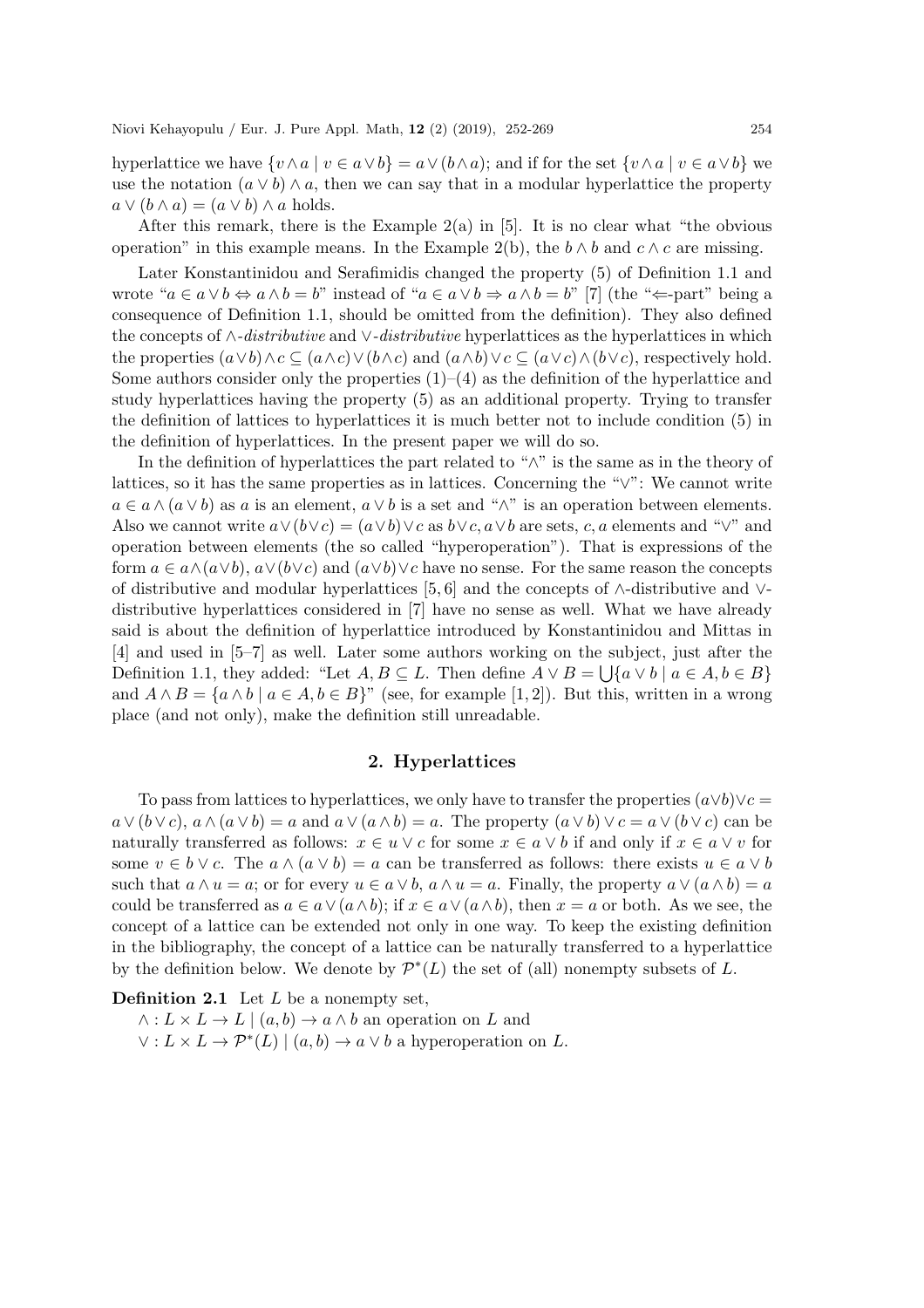hyperlattice we have $\{v \wedge a \mid v \in a \vee b\} = a \vee (b \wedge a)$; and if for the set $\{v \wedge a \mid v \in a \vee b\}$ we use the notation $(a \vee b) \wedge a$, then we can say that in a modular hyperlattice the property $a \vee (b \wedge a) = (a \vee b) \wedge a$ holds.

After this remark, there is the Example 2(a) in [5]. It is no clear what "the obvious operation" in this example means. In the Example 2(b), the $b \wedge b$ and $c \wedge c$ are missing.

Later Konstantinidou and Serafimidis changed the property (5) of Definition 1.1 and wrote "$a \in a \vee b \Leftrightarrow a \wedge b = b$" instead of "$a \in a \vee b \Rightarrow a \wedge b = b$" [7] (the "$\Leftarrow$-part" being a consequence of Definition 1.1, should be omitted from the definition). They also defined the concepts of $\wedge$-*distributive* and $\vee$-*distributive* hyperlattices as the hyperlattices in which the properties $(a \vee b) \wedge c \subseteq (a \wedge c) \vee (b \wedge c)$ and $(a \wedge b) \vee c \subseteq (a \vee c) \wedge (b \vee c)$, respectively hold. Some authors consider only the properties (1)–(4) as the definition of the hyperlattice and study hyperlattices having the property (5) as an additional property. Trying to transfer the definition of lattices to hyperlattices it is much better not to include condition (5) in the definition of hyperlattices. In the present paper we will do so.

In the definition of hyperlattices the part related to "$\wedge$" is the same as in the theory of lattices, so it has the same properties as in lattices. Concerning the "$\vee$": We cannot write $a \in a \wedge (a \vee b)$ as $a$ is an element, $a \vee b$ is a set and "$\wedge$" is an operation between elements. Also we cannot write $a \vee (b \vee c) = (a \vee b) \vee c$ as $b \vee c, a \vee b$ are sets, $c, a$ elements and "$\vee$" and operation between elements (the so called "hyperoperation"). That is expressions of the form $a \in a \wedge (a \vee b)$, $a \vee (b \vee c)$ and $(a \vee b) \vee c$ have no sense. For the same reason the concepts of distributive and modular hyperlattices [5, 6] and the concepts of $\wedge$-distributive and $\vee$-distributive hyperlattices considered in [7] have no sense as well. What we have already said is about the definition of hyperlattice introduced by Konstantinidou and Mittas in [4] and used in [5–7] as well. Later some authors working on the subject, just after the Definition 1.1, they added: "Let $A, B \subseteq L$. Then define $A \vee B = \bigcup\{a \vee b \mid a \in A, b \in B\}$ and $A \wedge B = \{a \wedge b \mid a \in A, b \in B\}$" (see, for example [1, 2]). But this, written in a wrong place (and not only), make the definition still unreadable.

## 2. Hyperlattices

To pass from lattices to hyperlattices, we only have to transfer the properties $(a \vee b) \vee c = a \vee (b \vee c)$, $a \wedge (a \vee b) = a$ and $a \vee (a \wedge b) = a$. The property $(a \vee b) \vee c = a \vee (b \vee c)$ can be naturally transferred as follows: $x \in u \vee c$ for some $x \in a \vee b$ if and only if $x \in a \vee v$ for some $v \in b \vee c$. The $a \wedge (a \vee b) = a$ can be transferred as follows: there exists $u \in a \vee b$ such that $a \wedge u = a$; or for every $u \in a \vee b$, $a \wedge u = a$. Finally, the property $a \vee (a \wedge b) = a$ could be transferred as $a \in a \vee (a \wedge b)$; if $x \in a \vee (a \wedge b)$, then $x = a$ or both. As we see, the concept of a lattice can be extended not only in one way. To keep the existing definition in the bibliography, the concept of a lattice can be naturally transferred to a hyperlattice by the definition below. We denote by $\mathcal{P}^*(L)$ the set of (all) nonempty subsets of $L$.

**Definition 2.1** Let $L$ be a nonempty set,

$\wedge : L \times L \to L \mid (a, b) \to a \wedge b$ an operation on $L$ and

$\vee : L \times L \to \mathcal{P}^*(L) \mid (a, b) \to a \vee b$ a hyperoperation on $L$.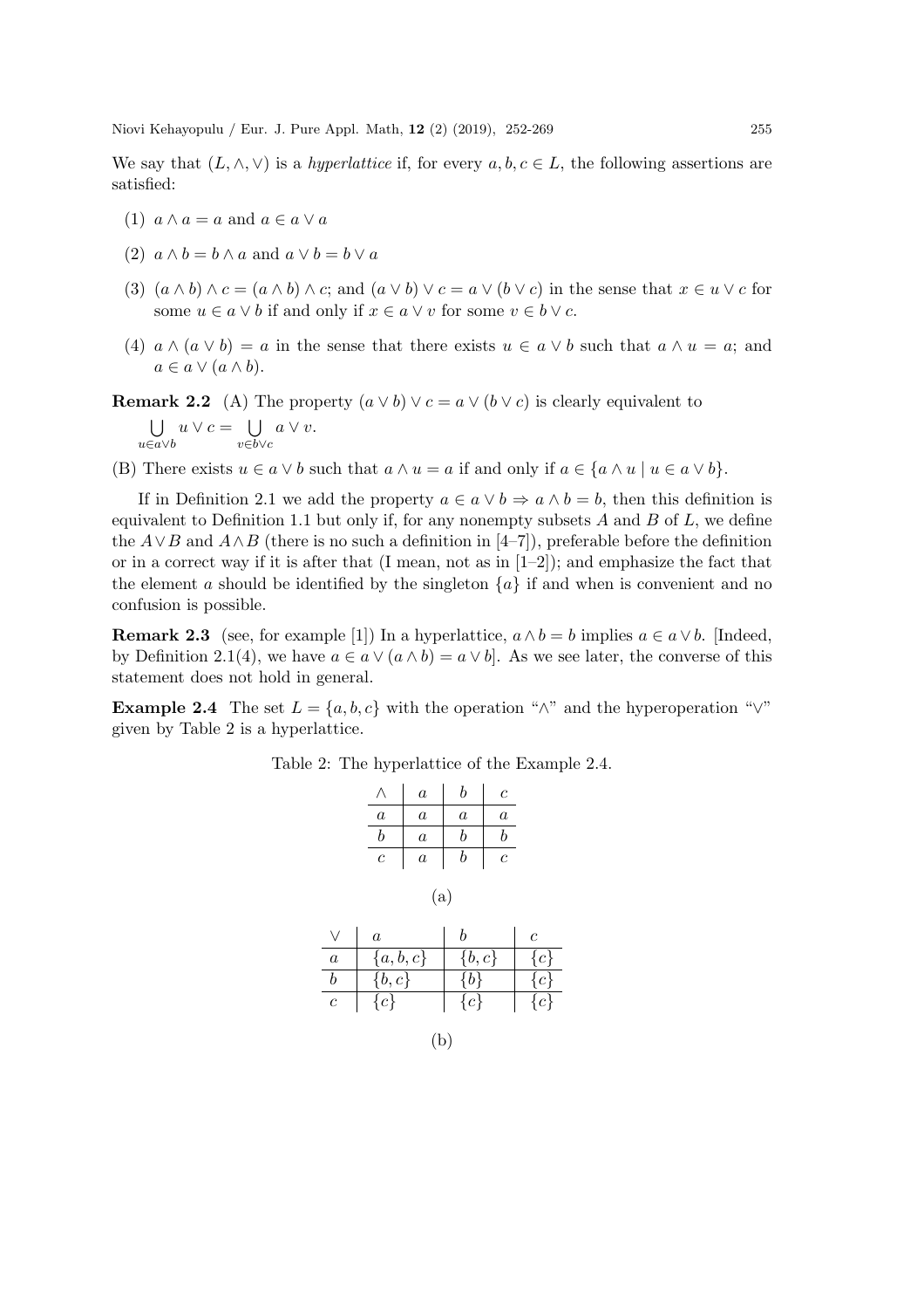We say that $(L, \wedge, \vee)$ is a *hyperlattice* if, for every $a, b, c \in L$, the following assertions are satisfied:

(1) $a \wedge a = a$ and $a \in a \vee a$

(2) $a \wedge b = b \wedge a$ and $a \vee b = b \vee a$

(3) $(a \wedge b) \wedge c = (a \wedge b) \wedge c$; and $(a \vee b) \vee c = a \vee (b \vee c)$ in the sense that $x \in u \vee c$ for some $u \in a \vee b$ if and only if $x \in a \vee v$ for some $v \in b \vee c$.

(4) $a \wedge (a \vee b) = a$ in the sense that there exists $u \in a \vee b$ such that $a \wedge u = a$; and $a \in a \vee (a \wedge b)$.

**Remark 2.2** (A) The property $(a \vee b) \vee c = a \vee (b \vee c)$ is clearly equivalent to

$\bigcup\limits_{u \in a \vee b} u \vee c = \bigcup\limits_{v \in b \vee c} a \vee v.$

(B) There exists $u \in a \vee b$ such that $a \wedge u = a$ if and only if $a \in \{a \wedge u \mid u \in a \vee b\}$.

If in Definition 2.1 we add the property $a \in a \vee b \Rightarrow a \wedge b = b$, then this definition is equivalent to Definition 1.1 but only if, for any nonempty subsets $A$ and $B$ of $L$, we define the $A \vee B$ and $A \wedge B$ (there is no such a definition in [4–7]), preferable before the definition or in a correct way if it is after that (I mean, not as in [1–2]); and emphasize the fact that the element $a$ should be identified by the singleton $\{a\}$ if and when is convenient and no confusion is possible.

**Remark 2.3** (see, for example [1]) In a hyperlattice, $a \wedge b = b$ implies $a \in a \vee b$. [Indeed, by Definition 2.1(4), we have $a \in a \vee (a \wedge b) = a \vee b$]. As we see later, the converse of this statement does not hold in general.

**Example 2.4** The set $L = \{a, b, c\}$ with the operation "$\wedge$" and the hyperoperation "$\vee$" given by Table 2 is a hyperlattice.

Table 2: The hyperlattice of the Example 2.4.

| $\wedge$ | $a$ | $b$ | $c$ |
|---|---|---|---|
| $a$ | $a$ | $a$ | $a$ |
| $b$ | $a$ | $b$ | $b$ |
| $c$ | $a$ | $b$ | $c$ |

(a)

| $\vee$ | $a$ | $b$ | $c$ |
|---|---|---|---|
| $a$ | $\{a, b, c\}$ | $\{b, c\}$ | $\{c\}$ |
| $b$ | $\{b, c\}$ | $\{b\}$ | $\{c\}$ |
| $c$ | $\{c\}$ | $\{c\}$ | $\{c\}$ |

(b)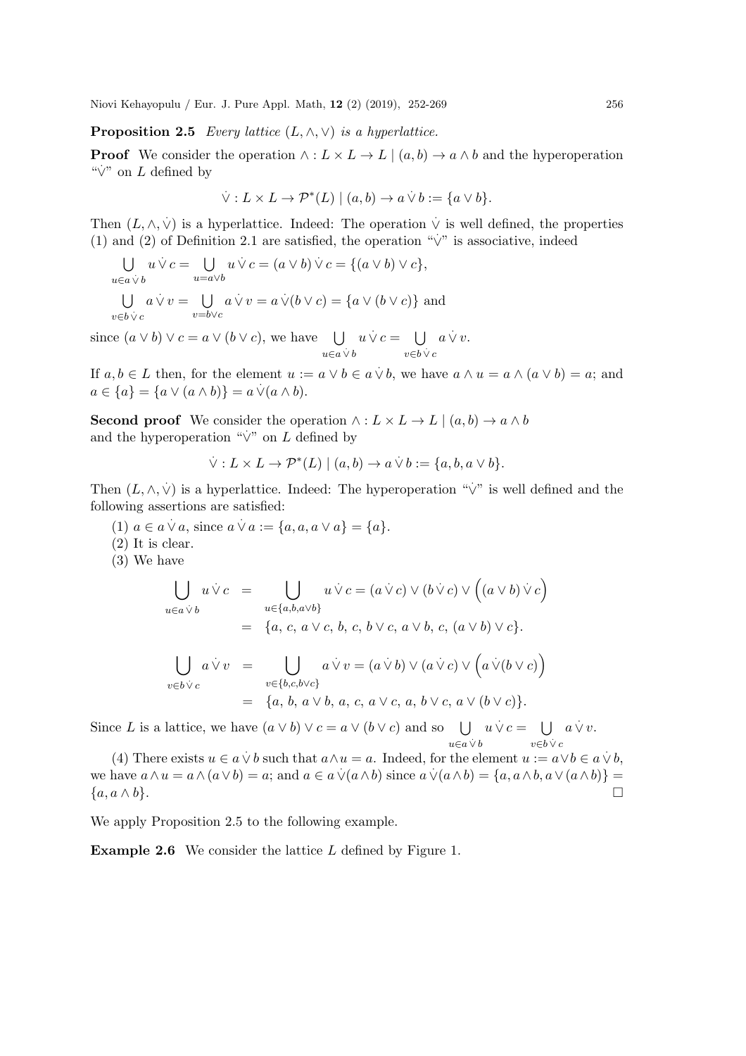**Proposition 2.5** *Every lattice $(L, \wedge, \vee)$ is a hyperlattice.*

**Proof** We consider the operation $\wedge : L \times L \to L \mid (a,b) \to a \wedge b$ and the hyperoperation "$\dot\vee$" on $L$ defined by

$$\dot\vee : L \times L \to \mathcal{P}^*(L) \mid (a,b) \to a \,\dot\vee\, b := \{a \vee b\}.$$

Then $(L, \wedge, \dot\vee)$ is a hyperlattice. Indeed: The operation $\dot\vee$ is well defined, the properties (1) and (2) of Definition 2.1 are satisfied, the operation "$\dot\vee$" is associative, indeed

$$\bigcup_{u \in a \,\dot\vee\, b} u \,\dot\vee\, c = \bigcup_{u = a \vee b} u \,\dot\vee\, c = (a \vee b) \,\dot\vee\, c = \{(a \vee b) \vee c\},$$

$$\bigcup_{v \in b \,\dot\vee\, c} a \,\dot\vee\, v = \bigcup_{v = b \vee c} a \,\dot\vee\, v = a \,\dot\vee (b \vee c) = \{a \vee (b \vee c)\} \text{ and}$$

since $(a \vee b) \vee c = a \vee (b \vee c)$, we have $\bigcup\limits_{u \in a \,\dot\vee\, b} u \,\dot\vee\, c = \bigcup\limits_{v \in b \,\dot\vee\, c} a \,\dot\vee\, v$.

If $a, b \in L$ then, for the element $u := a \vee b \in a \,\dot\vee\, b$, we have $a \wedge u = a \wedge (a \vee b) = a$; and $a \in \{a\} = \{a \vee (a \wedge b)\} = a \,\dot\vee (a \wedge b)$.

**Second proof** We consider the operation $\wedge : L \times L \to L \mid (a,b) \to a \wedge b$ and the hyperoperation "$\dot\vee$" on $L$ defined by

$$\dot\vee : L \times L \to \mathcal{P}^*(L) \mid (a,b) \to a \,\dot\vee\, b := \{a, b, a \vee b\}.$$

Then $(L, \wedge, \dot\vee)$ is a hyperlattice. Indeed: The hyperoperation "$\dot\vee$" is well defined and the following assertions are satisfied:

(1) $a \in a \,\dot\vee\, a$, since $a \,\dot\vee\, a := \{a, a, a \vee a\} = \{a\}$.

(2) It is clear.

(3) We have

$$\begin{aligned}
\bigcup_{u \in a \,\dot\vee\, b} u \,\dot\vee\, c &= \bigcup_{u \in \{a, b, a \vee b\}} u \,\dot\vee\, c = (a \,\dot\vee\, c) \vee (b \,\dot\vee\, c) \vee \Big((a \vee b) \,\dot\vee\, c\Big) \\
&= \{a,\, c,\, a \vee c,\, b,\, c,\, b \vee c,\, a \vee b,\, c,\, (a \vee b) \vee c\}.
\end{aligned}$$

$$\begin{aligned}
\bigcup_{v \in b \,\dot\vee\, c} a \,\dot\vee\, v &= \bigcup_{v \in \{b, c, b \vee c\}} a \,\dot\vee\, v = (a \,\dot\vee\, b) \vee (a \,\dot\vee\, c) \vee \Big(a \,\dot\vee (b \vee c)\Big) \\
&= \{a,\, b,\, a \vee b,\, a,\, c,\, a \vee c,\, a,\, b \vee c,\, a \vee (b \vee c)\}.
\end{aligned}$$

Since $L$ is a lattice, we have $(a \vee b) \vee c = a \vee (b \vee c)$ and so $\bigcup\limits_{u \in a \,\dot\vee\, b} u \,\dot\vee\, c = \bigcup\limits_{v \in b \,\dot\vee\, c} a \,\dot\vee\, v$.

(4) There exists $u \in a \,\dot\vee\, b$ such that $a \wedge u = a$. Indeed, for the element $u := a \vee b \in a \,\dot\vee\, b$, we have $a \wedge u = a \wedge (a \vee b) = a$; and $a \in a \,\dot\vee (a \wedge b)$ since $a \,\dot\vee (a \wedge b) = \{a, a \wedge b, a \vee (a \wedge b)\} = \{a, a \wedge b\}$. $\square$

We apply Proposition 2.5 to the following example.

**Example 2.6** We consider the lattice $L$ defined by Figure 1.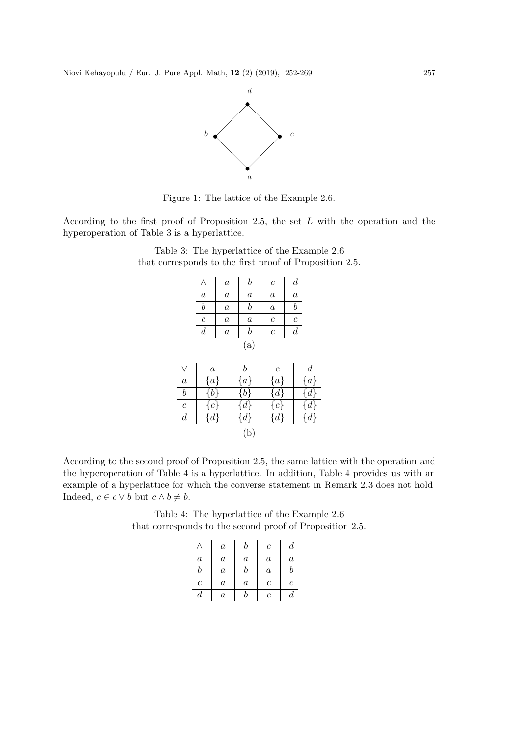Figure 1: The lattice of the Example 2.6.

According to the first proof of Proposition 2.5, the set $L$ with the operation and the hyperoperation of Table 3 is a hyperlattice.

Table 3: The hyperlattice of the Example 2.6 that corresponds to the first proof of Proposition 2.5.

| $\wedge$ | $a$ | $b$ | $c$ | $d$ |
|---|---|---|---|---|
| $a$ | $a$ | $a$ | $a$ | $a$ |
| $b$ | $a$ | $b$ | $a$ | $b$ |
| $c$ | $a$ | $a$ | $c$ | $c$ |
| $d$ | $a$ | $b$ | $c$ | $d$ |

(a)

| $\vee$ | $a$ | $b$ | $c$ | $d$ |
|---|---|---|---|---|
| $a$ | $\{a\}$ | $\{a\}$ | $\{a\}$ | $\{a\}$ |
| $b$ | $\{b\}$ | $\{b\}$ | $\{d\}$ | $\{d\}$ |
| $c$ | $\{c\}$ | $\{d\}$ | $\{c\}$ | $\{d\}$ |
| $d$ | $\{d\}$ | $\{d\}$ | $\{d\}$ | $\{d\}$ |

(b)

According to the second proof of Proposition 2.5, the same lattice with the operation and the hyperoperation of Table 4 is a hyperlattice. In addition, Table 4 provides us with an example of a hyperlattice for which the converse statement in Remark 2.3 does not hold. Indeed, $c \in c \vee b$ but $c \wedge b \neq b$.

Table 4: The hyperlattice of the Example 2.6 that corresponds to the second proof of Proposition 2.5.

| $\wedge$ | $a$ | $b$ | $c$ | $d$ |
|---|---|---|---|---|
| $a$ | $a$ | $a$ | $a$ | $a$ |
| $b$ | $a$ | $b$ | $a$ | $b$ |
| $c$ | $a$ | $a$ | $c$ | $c$ |
| $d$ | $a$ | $b$ | $c$ | $d$ |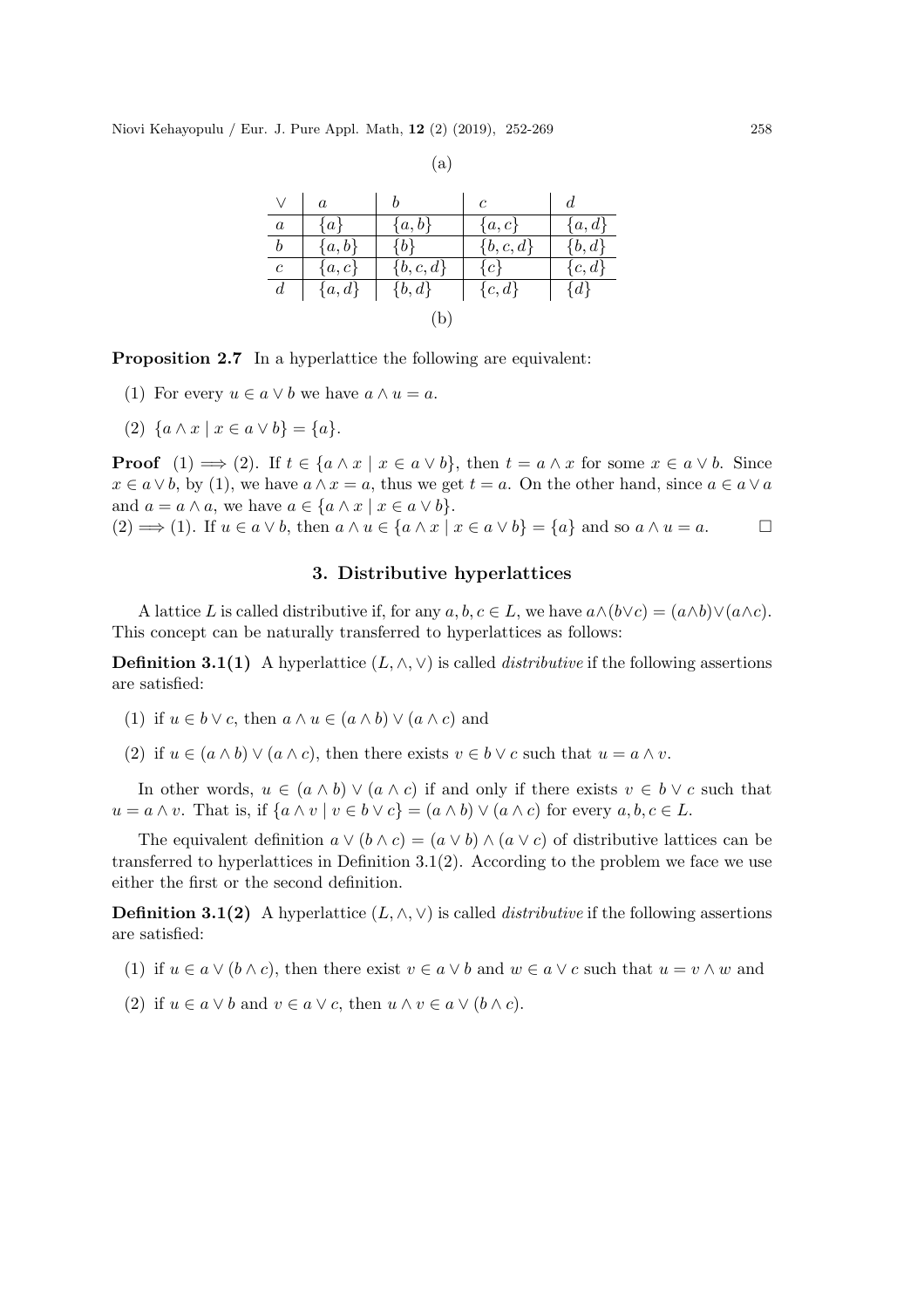(a)

| $\vee$ | $a$ | $b$ | $c$ | $d$ |
|---|---|---|---|---|
| $a$ | $\{a\}$ | $\{a, b\}$ | $\{a, c\}$ | $\{a, d\}$ |
| $b$ | $\{a, b\}$ | $\{b\}$ | $\{b, c, d\}$ | $\{b, d\}$ |
| $c$ | $\{a, c\}$ | $\{b, c, d\}$ | $\{c\}$ | $\{c, d\}$ |
| $d$ | $\{a, d\}$ | $\{b, d\}$ | $\{c, d\}$ | $\{d\}$ |

(b)

**Proposition 2.7** In a hyperlattice the following are equivalent:

(1) For every $u \in a \vee b$ we have $a \wedge u = a$.

(2) $\{a \wedge x \mid x \in a \vee b\} = \{a\}$.

**Proof** (1) $\Longrightarrow$ (2). If $t \in \{a \wedge x \mid x \in a \vee b\}$, then $t = a \wedge x$ for some $x \in a \vee b$. Since $x \in a \vee b$, by (1), we have $a \wedge x = a$, thus we get $t = a$. On the other hand, since $a \in a \vee a$ and $a = a \wedge a$, we have $a \in \{a \wedge x \mid x \in a \vee b\}$.
(2) $\Longrightarrow$ (1). If $u \in a \vee b$, then $a \wedge u \in \{a \wedge x \mid x \in a \vee b\} = \{a\}$ and so $a \wedge u = a$. $\square$

## 3. Distributive hyperlattices

A lattice $L$ is called distributive if, for any $a, b, c \in L$, we have $a \wedge (b \vee c) = (a \wedge b) \vee (a \wedge c)$. This concept can be naturally transferred to hyperlattices as follows:

**Definition 3.1(1)** A hyperlattice $(L, \wedge, \vee)$ is called *distributive* if the following assertions are satisfied:

(1) if $u \in b \vee c$, then $a \wedge u \in (a \wedge b) \vee (a \wedge c)$ and

(2) if $u \in (a \wedge b) \vee (a \wedge c)$, then there exists $v \in b \vee c$ such that $u = a \wedge v$.

In other words, $u \in (a \wedge b) \vee (a \wedge c)$ if and only if there exists $v \in b \vee c$ such that $u = a \wedge v$. That is, if $\{a \wedge v \mid v \in b \vee c\} = (a \wedge b) \vee (a \wedge c)$ for every $a, b, c \in L$.

The equivalent definition $a \vee (b \wedge c) = (a \vee b) \wedge (a \vee c)$ of distributive lattices can be transferred to hyperlattices in Definition 3.1(2). According to the problem we face we use either the first or the second definition.

**Definition 3.1(2)** A hyperlattice $(L, \wedge, \vee)$ is called *distributive* if the following assertions are satisfied:

(1) if $u \in a \vee (b \wedge c)$, then there exist $v \in a \vee b$ and $w \in a \vee c$ such that $u = v \wedge w$ and

(2) if $u \in a \vee b$ and $v \in a \vee c$, then $u \wedge v \in a \vee (b \wedge c)$.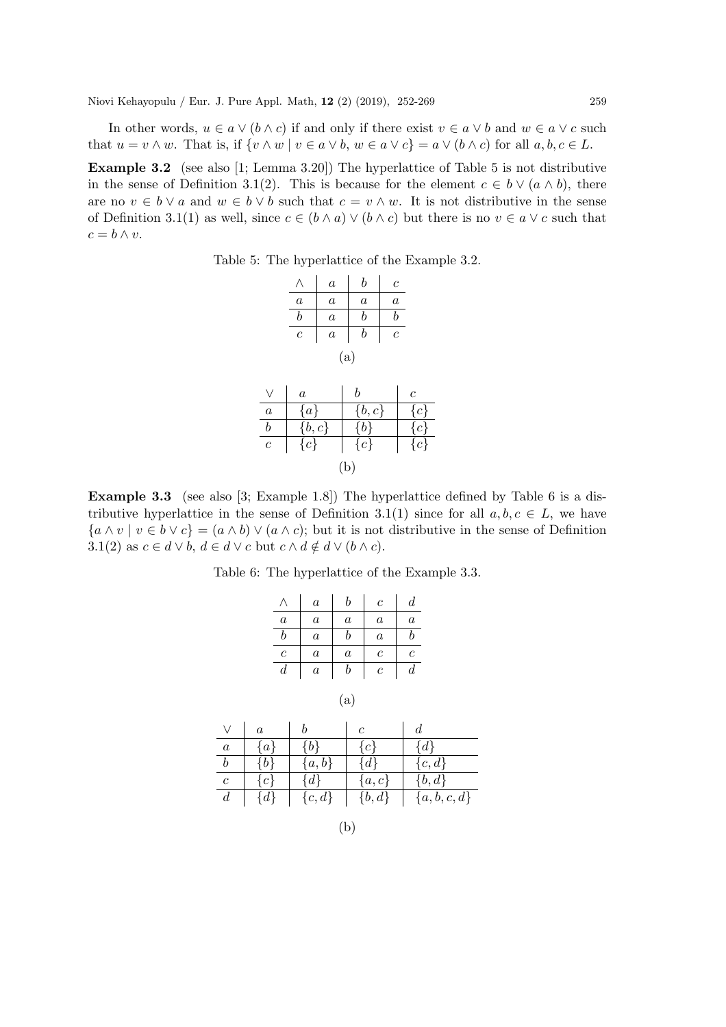In other words, $u \in a \vee (b \wedge c)$ if and only if there exist $v \in a \vee b$ and $w \in a \vee c$ such that $u = v \wedge w$. That is, if $\{v \wedge w \mid v \in a \vee b,\, w \in a \vee c\} = a \vee (b \wedge c)$ for all $a, b, c \in L$.

**Example 3.2** (see also [1; Lemma 3.20]) The hyperlattice of Table 5 is not distributive in the sense of Definition 3.1(2). This is because for the element $c \in b \vee (a \wedge b)$, there are no $v \in b \vee a$ and $w \in b \vee b$ such that $c = v \wedge w$. It is not distributive in the sense of Definition 3.1(1) as well, since $c \in (b \wedge a) \vee (b \wedge c)$ but there is no $v \in a \vee c$ such that $c = b \wedge v$.

Table 5: The hyperlattice of the Example 3.2.

| $\wedge$ | $a$ | $b$ | $c$ |
|---|---|---|---|
| $a$ | $a$ | $a$ | $a$ |
| $b$ | $a$ | $b$ | $b$ |
| $c$ | $a$ | $b$ | $c$ |

(a)

| $\vee$ | $a$ | $b$ | $c$ |
|---|---|---|---|
| $a$ | $\{a\}$ | $\{b, c\}$ | $\{c\}$ |
| $b$ | $\{b, c\}$ | $\{b\}$ | $\{c\}$ |
| $c$ | $\{c\}$ | $\{c\}$ | $\{c\}$ |

(b)

**Example 3.3** (see also [3; Example 1.8]) The hyperlattice defined by Table 6 is a distributive hyperlattice in the sense of Definition 3.1(1) since for all $a, b, c \in L$, we have $\{a \wedge v \mid v \in b \vee c\} = (a \wedge b) \vee (a \wedge c)$; but it is not distributive in the sense of Definition 3.1(2) as $c \in d \vee b$, $d \in d \vee c$ but $c \wedge d \notin d \vee (b \wedge c)$.

Table 6: The hyperlattice of the Example 3.3.

| $\wedge$ | $a$ | $b$ | $c$ | $d$ |
|---|---|---|---|---|
| $a$ | $a$ | $a$ | $a$ | $a$ |
| $b$ | $a$ | $b$ | $a$ | $b$ |
| $c$ | $a$ | $a$ | $c$ | $c$ |
| $d$ | $a$ | $b$ | $c$ | $d$ |

(a)

| $\vee$ | $a$ | $b$ | $c$ | $d$ |
|---|---|---|---|---|
| $a$ | $\{a\}$ | $\{b\}$ | $\{c\}$ | $\{d\}$ |
| $b$ | $\{b\}$ | $\{a, b\}$ | $\{d\}$ | $\{c, d\}$ |
| $c$ | $\{c\}$ | $\{d\}$ | $\{a, c\}$ | $\{b, d\}$ |
| $d$ | $\{d\}$ | $\{c, d\}$ | $\{b, d\}$ | $\{a, b, c, d\}$ |

(b)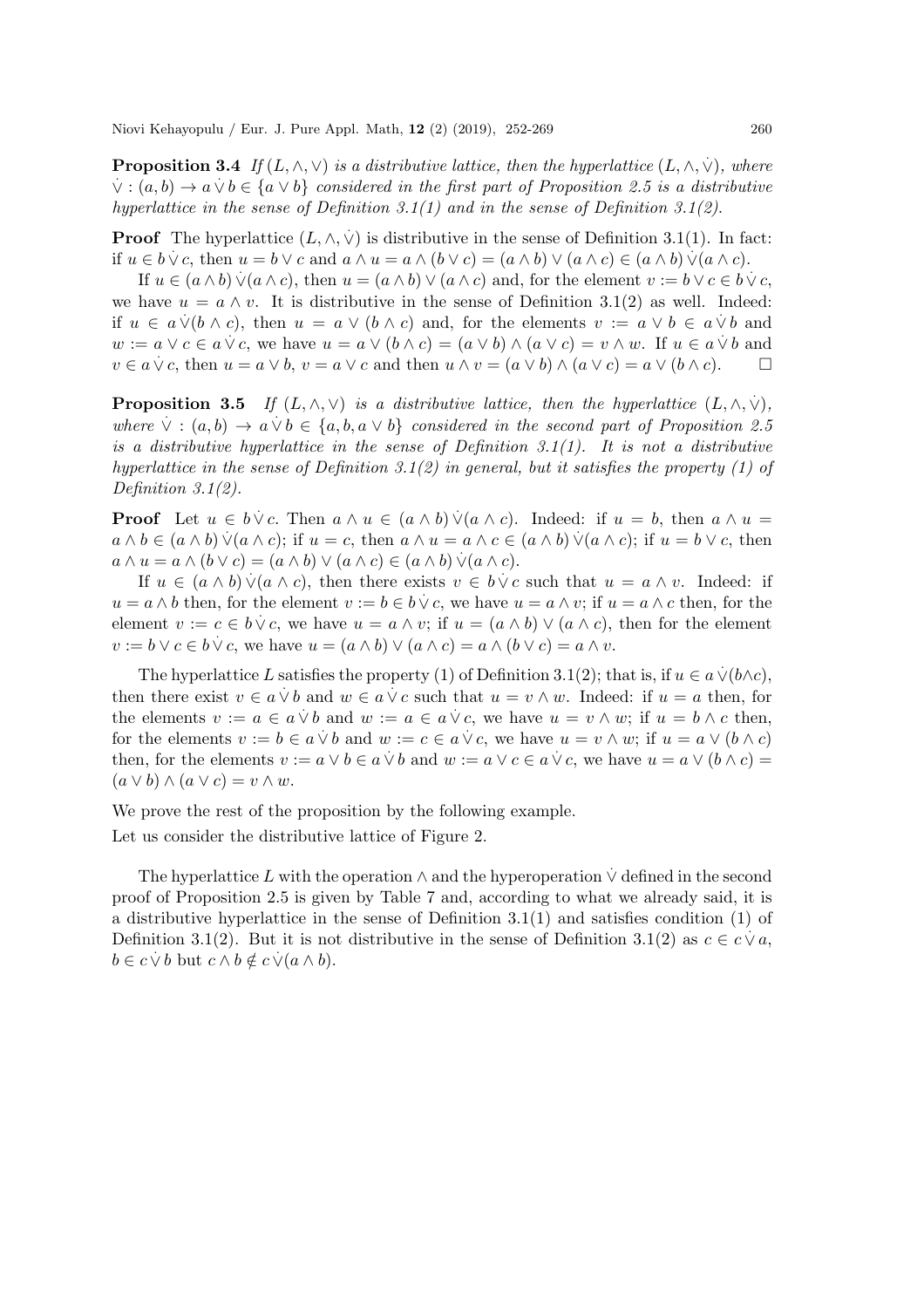**Proposition 3.4** *If $(L, \wedge, \vee)$ is a distributive lattice, then the hyperlattice $(L, \wedge, \dot{\vee})$, where $\dot{\vee} : (a, b) \to a \dot{\vee} b \in \{a \vee b\}$ considered in the first part of Proposition 2.5 is a distributive hyperlattice in the sense of Definition 3.1(1) and in the sense of Definition 3.1(2).*

**Proof** The hyperlattice $(L, \wedge, \dot{\vee})$ is distributive in the sense of Definition 3.1(1). In fact: if $u \in b \dot{\vee} c$, then $u = b \vee c$ and $a \wedge u = a \wedge (b \vee c) = (a \wedge b) \vee (a \wedge c) \in (a \wedge b) \dot{\vee} (a \wedge c)$.

If $u \in (a \wedge b) \dot{\vee} (a \wedge c)$, then $u = (a \wedge b) \vee (a \wedge c)$ and, for the element $v := b \vee c \in b \dot{\vee} c$, we have $u = a \wedge v$. It is distributive in the sense of Definition 3.1(2) as well. Indeed: if $u \in a \dot{\vee} (b \wedge c)$, then $u = a \vee (b \wedge c)$ and, for the elements $v := a \vee b \in a \dot{\vee} b$ and $w := a \vee c \in a \dot{\vee} c$, we have $u = a \vee (b \wedge c) = (a \vee b) \wedge (a \vee c) = v \wedge w$. If $u \in a \dot{\vee} b$ and $v \in a \dot{\vee} c$, then $u = a \vee b$, $v = a \vee c$ and then $u \wedge v = (a \vee b) \wedge (a \vee c) = a \vee (b \wedge c)$. □

**Proposition 3.5** *If $(L, \wedge, \vee)$ is a distributive lattice, then the hyperlattice $(L, \wedge, \dot{\vee})$, where $\dot{\vee} : (a, b) \to a \dot{\vee} b \in \{a, b, a \vee b\}$ considered in the second part of Proposition 2.5 is a distributive hyperlattice in the sense of Definition 3.1(1). It is not a distributive hyperlattice in the sense of Definition 3.1(2) in general, but it satisfies the property (1) of Definition 3.1(2).*

**Proof** Let $u \in b \dot{\vee} c$. Then $a \wedge u \in (a \wedge b) \dot{\vee} (a \wedge c)$. Indeed: if $u = b$, then $a \wedge u = a \wedge b \in (a \wedge b) \dot{\vee} (a \wedge c)$; if $u = c$, then $a \wedge u = a \wedge c \in (a \wedge b) \dot{\vee} (a \wedge c)$; if $u = b \vee c$, then $a \wedge u = a \wedge (b \vee c) = (a \wedge b) \vee (a \wedge c) \in (a \wedge b) \dot{\vee} (a \wedge c)$.

If $u \in (a \wedge b) \dot{\vee} (a \wedge c)$, then there exists $v \in b \dot{\vee} c$ such that $u = a \wedge v$. Indeed: if $u = a \wedge b$ then, for the element $v := b \in b \dot{\vee} c$, we have $u = a \wedge v$; if $u = a \wedge c$ then, for the element $v := c \in b \dot{\vee} c$, we have $u = a \wedge v$; if $u = (a \wedge b) \vee (a \wedge c)$, then for the element $v := b \vee c \in b \dot{\vee} c$, we have $u = (a \wedge b) \vee (a \wedge c) = a \wedge (b \vee c) = a \wedge v$.

The hyperlattice $L$ satisfies the property (1) of Definition 3.1(2); that is, if $u \in a \dot{\vee} (b \wedge c)$, then there exist $v \in a \dot{\vee} b$ and $w \in a \dot{\vee} c$ such that $u = v \wedge w$. Indeed: if $u = a$ then, for the elements $v := a \in a \dot{\vee} b$ and $w := a \in a \dot{\vee} c$, we have $u = v \wedge w$; if $u = b \wedge c$ then, for the elements $v := b \in a \dot{\vee} b$ and $w := c \in a \dot{\vee} c$, we have $u = v \wedge w$; if $u = a \vee (b \wedge c)$ then, for the elements $v := a \vee b \in a \dot{\vee} b$ and $w := a \vee c \in a \dot{\vee} c$, we have $u = a \vee (b \wedge c) = (a \vee b) \wedge (a \vee c) = v \wedge w$.

We prove the rest of the proposition by the following example.

Let us consider the distributive lattice of Figure 2.

The hyperlattice $L$ with the operation $\wedge$ and the hyperoperation $\dot{\vee}$ defined in the second proof of Proposition 2.5 is given by Table 7 and, according to what we already said, it is a distributive hyperlattice in the sense of Definition 3.1(1) and satisfies condition (1) of Definition 3.1(2). But it is not distributive in the sense of Definition 3.1(2) as $c \in c \dot{\vee} a$, $b \in c \dot{\vee} b$ but $c \wedge b \notin c \dot{\vee} (a \wedge b)$.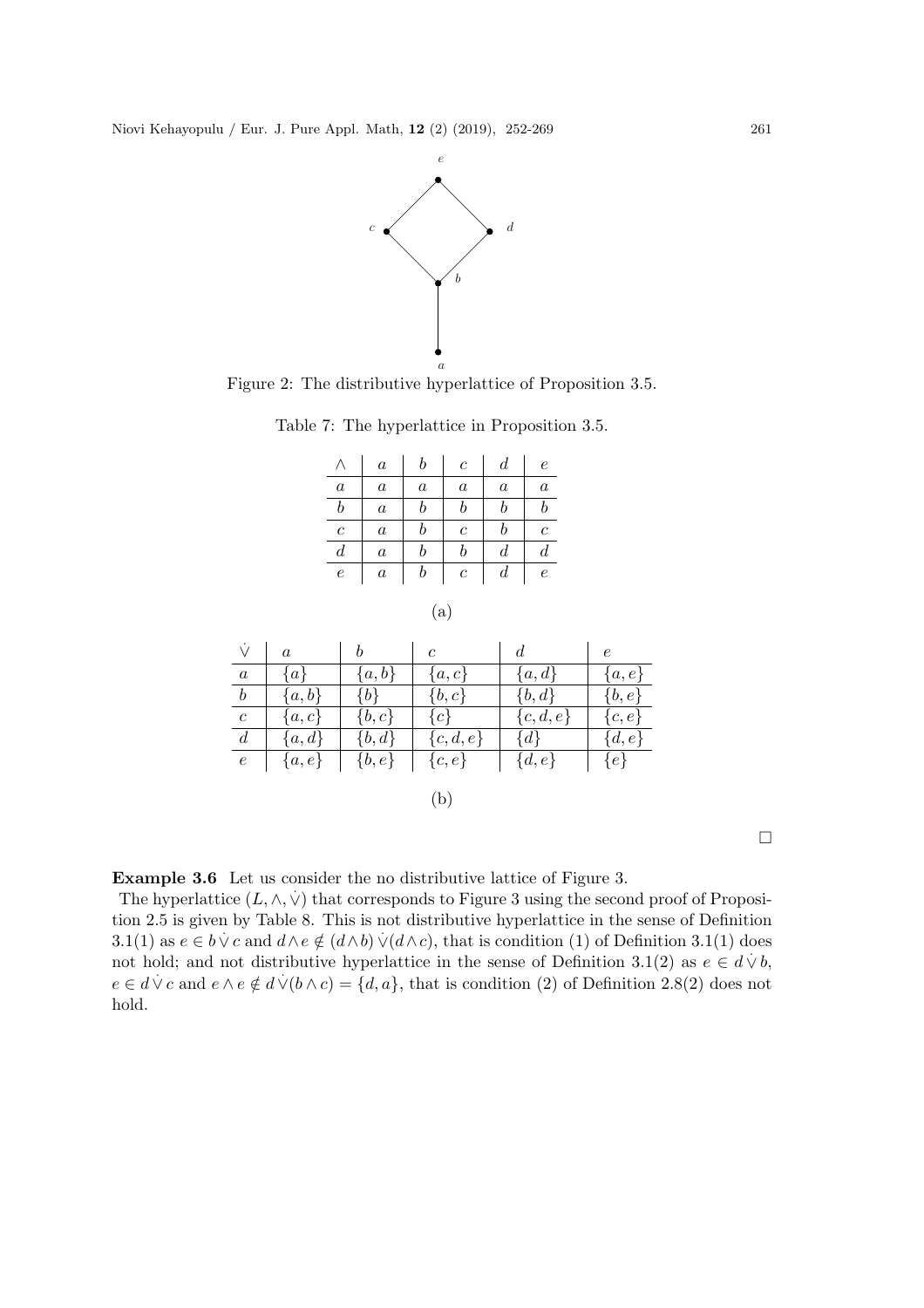Figure 2: The distributive hyperlattice of Proposition 3.5.

Table 7: The hyperlattice in Proposition 3.5.

| $\wedge$ | $a$ | $b$ | $c$ | $d$ | $e$ |
|---|---|---|---|---|---|
| $a$ | $a$ | $a$ | $a$ | $a$ | $a$ |
| $b$ | $a$ | $b$ | $b$ | $b$ | $b$ |
| $c$ | $a$ | $b$ | $c$ | $b$ | $c$ |
| $d$ | $a$ | $b$ | $b$ | $d$ | $d$ |
| $e$ | $a$ | $b$ | $c$ | $d$ | $e$ |

(a)

| $\dot\vee$ | $a$ | $b$ | $c$ | $d$ | $e$ |
|---|---|---|---|---|---|
| $a$ | $\{a\}$ | $\{a,b\}$ | $\{a,c\}$ | $\{a,d\}$ | $\{a,e\}$ |
| $b$ | $\{a,b\}$ | $\{b\}$ | $\{b,c\}$ | $\{b,d\}$ | $\{b,e\}$ |
| $c$ | $\{a,c\}$ | $\{b,c\}$ | $\{c\}$ | $\{c,d,e\}$ | $\{c,e\}$ |
| $d$ | $\{a,d\}$ | $\{b,d\}$ | $\{c,d,e\}$ | $\{d\}$ | $\{d,e\}$ |
| $e$ | $\{a,e\}$ | $\{b,e\}$ | $\{c,e\}$ | $\{d,e\}$ | $\{e\}$ |

(b)

□

**Example 3.6** Let us consider the no distributive lattice of Figure 3.

The hyperlattice $(L, \wedge, \dot\vee)$ that corresponds to Figure 3 using the second proof of Proposition 2.5 is given by Table 8. This is not distributive hyperlattice in the sense of Definition 3.1(1) as $e \in b \dot\vee c$ and $d \wedge e \notin (d \wedge b) \dot\vee (d \wedge c)$, that is condition (1) of Definition 3.1(1) does not hold; and not distributive hyperlattice in the sense of Definition 3.1(2) as $e \in d \dot\vee b$, $e \in d \dot\vee c$ and $e \wedge e \notin d \dot\vee (b \wedge c) = \{d, a\}$, that is condition (2) of Definition 2.8(2) does not hold.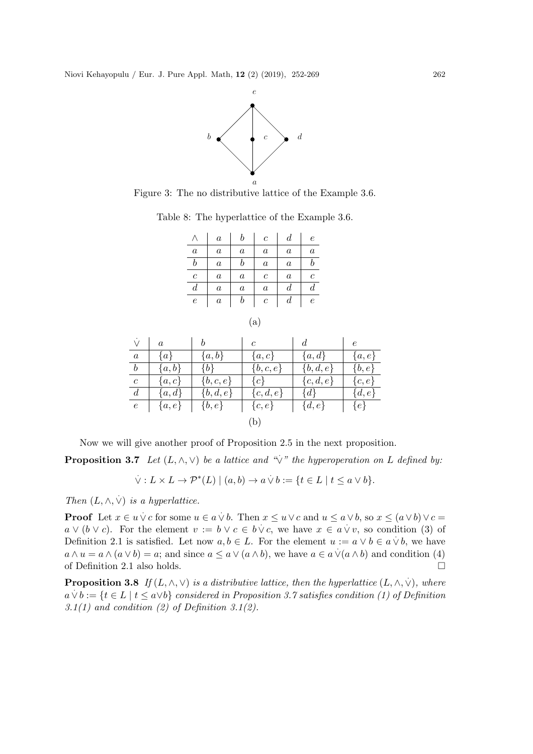Figure 3: The no distributive lattice of the Example 3.6.

Table 8: The hyperlattice of the Example 3.6.

| $\wedge$ | $a$ | $b$ | $c$ | $d$ | $e$ |
|---|---|---|---|---|---|
| $a$ | $a$ | $a$ | $a$ | $a$ | $a$ |
| $b$ | $a$ | $b$ | $a$ | $a$ | $b$ |
| $c$ | $a$ | $a$ | $c$ | $a$ | $c$ |
| $d$ | $a$ | $a$ | $a$ | $d$ | $d$ |
| $e$ | $a$ | $b$ | $c$ | $d$ | $e$ |

(a)

| $\dot{\vee}$ | $a$ | $b$ | $c$ | $d$ | $e$ |
|---|---|---|---|---|---|
| $a$ | $\{a\}$ | $\{a,b\}$ | $\{a,c\}$ | $\{a,d\}$ | $\{a,e\}$ |
| $b$ | $\{a,b\}$ | $\{b\}$ | $\{b,c,e\}$ | $\{b,d,e\}$ | $\{b,e\}$ |
| $c$ | $\{a,c\}$ | $\{b,c,e\}$ | $\{c\}$ | $\{c,d,e\}$ | $\{c,e\}$ |
| $d$ | $\{a,d\}$ | $\{b,d,e\}$ | $\{c,d,e\}$ | $\{d\}$ | $\{d,e\}$ |
| $e$ | $\{a,e\}$ | $\{b,e\}$ | $\{c,e\}$ | $\{d,e\}$ | $\{e\}$ |

(b)

Now we will give another proof of Proposition 2.5 in the next proposition.

**Proposition 3.7** *Let $(L, \wedge, \vee)$ be a lattice and "$\dot{\vee}$" the hyperoperation on $L$ defined by:*

$$\dot{\vee} : L \times L \to \mathcal{P}^*(L) \mid (a,b) \to a \,\dot{\vee}\, b := \{t \in L \mid t \leq a \vee b\}.$$

*Then $(L, \wedge, \dot{\vee})$ is a hyperlattice.*

**Proof** Let $x \in u \,\dot{\vee}\, c$ for some $u \in a \,\dot{\vee}\, b$. Then $x \leq u \vee c$ and $u \leq a \vee b$, so $x \leq (a \vee b) \vee c = a \vee (b \vee c)$. For the element $v := b \vee c \in b \,\dot{\vee}\, c$, we have $x \in a \,\dot{\vee}\, v$, so condition (3) of Definition 2.1 is satisfied. Let now $a, b \in L$. For the element $u := a \vee b \in a \,\dot{\vee}\, b$, we have $a \wedge u = a \wedge (a \vee b) = a$; and since $a \leq a \vee (a \wedge b)$, we have $a \in a \,\dot{\vee} (a \wedge b)$ and condition (4) of Definition 2.1 also holds. $\square$

**Proposition 3.8** *If $(L, \wedge, \vee)$ is a distributive lattice, then the hyperlattice $(L, \wedge, \dot{\vee})$, where $a \,\dot{\vee}\, b := \{t \in L \mid t \leq a \vee b\}$ considered in Proposition 3.7 satisfies condition (1) of Definition 3.1(1) and condition (2) of Definition 3.1(2).*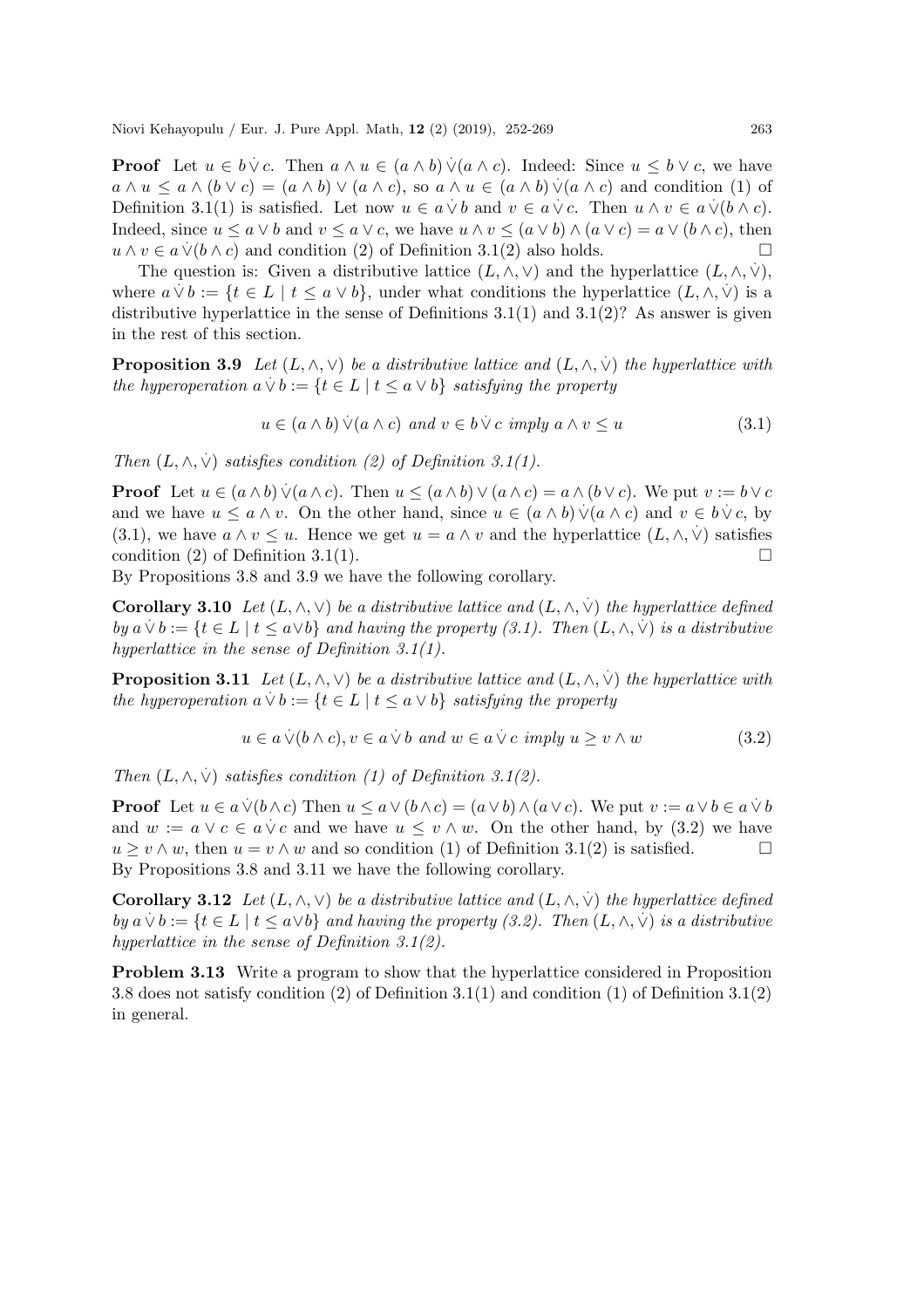**Proof** Let $u \in b \dot{\vee} c$. Then $a \wedge u \in (a \wedge b) \dot{\vee} (a \wedge c)$. Indeed: Since $u \leq b \vee c$, we have $a \wedge u \leq a \wedge (b \vee c) = (a \wedge b) \vee (a \wedge c)$, so $a \wedge u \in (a \wedge b) \dot{\vee} (a \wedge c)$ and condition (1) of Definition 3.1(1) is satisfied. Let now $u \in a \dot{\vee} b$ and $v \in a \dot{\vee} c$. Then $u \wedge v \in a \dot{\vee} (b \wedge c)$. Indeed, since $u \leq a \vee b$ and $v \leq a \vee c$, we have $u \wedge v \leq (a \vee b) \wedge (a \vee c) = a \vee (b \wedge c)$, then $u \wedge v \in a \dot{\vee} (b \wedge c)$ and condition (2) of Definition 3.1(2) also holds. $\square$

The question is: Given a distributive lattice $(L, \wedge, \vee)$ and the hyperlattice $(L, \wedge, \dot{\vee})$, where $a \dot{\vee} b := \{t \in L \mid t \leq a \vee b\}$, under what conditions the hyperlattice $(L, \wedge, \dot{\vee})$ is a distributive hyperlattice in the sense of Definitions 3.1(1) and 3.1(2)? As answer is given in the rest of this section.

**Proposition 3.9** *Let $(L, \wedge, \vee)$ be a distributive lattice and $(L, \wedge, \dot{\vee})$ the hyperlattice with the hyperoperation $a \dot{\vee} b := \{t \in L \mid t \leq a \vee b\}$ satisfying the property*

$$u \in (a \wedge b) \dot{\vee} (a \wedge c) \text{ and } v \in b \dot{\vee} c \text{ imply } a \wedge v \leq u \tag{3.1}$$

*Then $(L, \wedge, \dot{\vee})$ satisfies condition (2) of Definition 3.1(1).*

**Proof** Let $u \in (a \wedge b) \dot{\vee} (a \wedge c)$. Then $u \leq (a \wedge b) \vee (a \wedge c) = a \wedge (b \vee c)$. We put $v := b \vee c$ and we have $u \leq a \wedge v$. On the other hand, since $u \in (a \wedge b) \dot{\vee} (a \wedge c)$ and $v \in b \dot{\vee} c$, by (3.1), we have $a \wedge v \leq u$. Hence we get $u = a \wedge v$ and the hyperlattice $(L, \wedge, \dot{\vee})$ satisfies condition (2) of Definition 3.1(1). $\square$

By Propositions 3.8 and 3.9 we have the following corollary.

**Corollary 3.10** *Let $(L, \wedge, \vee)$ be a distributive lattice and $(L, \wedge, \dot{\vee})$ the hyperlattice defined by $a \dot{\vee} b := \{t \in L \mid t \leq a \vee b\}$ and having the property (3.1). Then $(L, \wedge, \dot{\vee})$ is a distributive hyperlattice in the sense of Definition 3.1(1).*

**Proposition 3.11** *Let $(L, \wedge, \vee)$ be a distributive lattice and $(L, \wedge, \dot{\vee})$ the hyperlattice with the hyperoperation $a \dot{\vee} b := \{t \in L \mid t \leq a \vee b\}$ satisfying the property*

$$u \in a \dot{\vee} (b \wedge c), v \in a \dot{\vee} b \text{ and } w \in a \dot{\vee} c \text{ imply } u \geq v \wedge w \tag{3.2}$$

*Then $(L, \wedge, \dot{\vee})$ satisfies condition (1) of Definition 3.1(2).*

**Proof** Let $u \in a \dot{\vee} (b \wedge c)$ Then $u \leq a \vee (b \wedge c) = (a \vee b) \wedge (a \vee c)$. We put $v := a \vee b \in a \dot{\vee} b$ and $w := a \vee c \in a \dot{\vee} c$ and we have $u \leq v \wedge w$. On the other hand, by (3.2) we have $u \geq v \wedge w$, then $u = v \wedge w$ and so condition (1) of Definition 3.1(2) is satisfied. $\square$

By Propositions 3.8 and 3.11 we have the following corollary.

**Corollary 3.12** *Let $(L, \wedge, \vee)$ be a distributive lattice and $(L, \wedge, \dot{\vee})$ the hyperlattice defined by $a \dot{\vee} b := \{t \in L \mid t \leq a \vee b\}$ and having the property (3.2). Then $(L, \wedge, \dot{\vee})$ is a distributive hyperlattice in the sense of Definition 3.1(2).*

**Problem 3.13** Write a program to show that the hyperlattice considered in Proposition 3.8 does not satisfy condition (2) of Definition 3.1(1) and condition (1) of Definition 3.1(2) in general.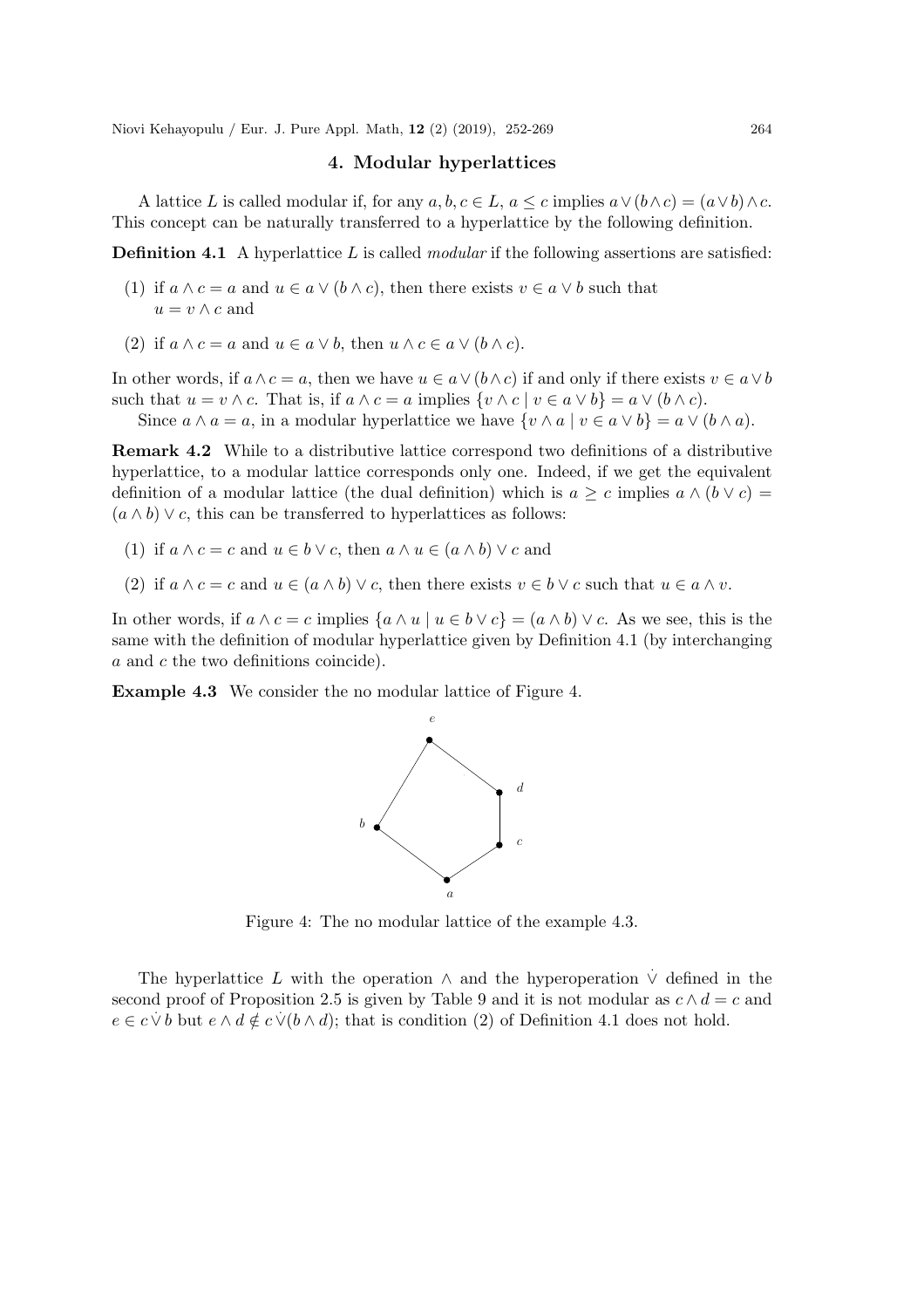## 4. Modular hyperlattices

A lattice $L$ is called modular if, for any $a, b, c \in L$, $a \leq c$ implies $a \vee (b \wedge c) = (a \vee b) \wedge c$. This concept can be naturally transferred to a hyperlattice by the following definition.

**Definition 4.1** A hyperlattice $L$ is called *modular* if the following assertions are satisfied:

(1) if $a \wedge c = a$ and $u \in a \vee (b \wedge c)$, then there exists $v \in a \vee b$ such that $u = v \wedge c$ and

(2) if $a \wedge c = a$ and $u \in a \vee b$, then $u \wedge c \in a \vee (b \wedge c)$.

In other words, if $a \wedge c = a$, then we have $u \in a \vee (b \wedge c)$ if and only if there exists $v \in a \vee b$ such that $u = v \wedge c$. That is, if $a \wedge c = a$ implies $\{v \wedge c \mid v \in a \vee b\} = a \vee (b \wedge c)$.

Since $a \wedge a = a$, in a modular hyperlattice we have $\{v \wedge a \mid v \in a \vee b\} = a \vee (b \wedge a)$.

**Remark 4.2** While to a distributive lattice correspond two definitions of a distributive hyperlattice, to a modular lattice corresponds only one. Indeed, if we get the equivalent definition of a modular lattice (the dual definition) which is $a \geq c$ implies $a \wedge (b \vee c) = (a \wedge b) \vee c$, this can be transferred to hyperlattices as follows:

(1) if $a \wedge c = c$ and $u \in b \vee c$, then $a \wedge u \in (a \wedge b) \vee c$ and

(2) if $a \wedge c = c$ and $u \in (a \wedge b) \vee c$, then there exists $v \in b \vee c$ such that $u \in a \wedge v$.

In other words, if $a \wedge c = c$ implies $\{a \wedge u \mid u \in b \vee c\} = (a \wedge b) \vee c$. As we see, this is the same with the definition of modular hyperlattice given by Definition 4.1 (by interchanging $a$ and $c$ the two definitions coincide).

**Example 4.3** We consider the no modular lattice of Figure 4.

Figure 4: The no modular lattice of the example 4.3.

The hyperlattice $L$ with the operation $\wedge$ and the hyperoperation $\dot{\vee}$ defined in the second proof of Proposition 2.5 is given by Table 9 and it is not modular as $c \wedge d = c$ and $e \in c \,\dot{\vee}\, b$ but $e \wedge d \notin c \,\dot{\vee} (b \wedge d)$; that is condition (2) of Definition 4.1 does not hold.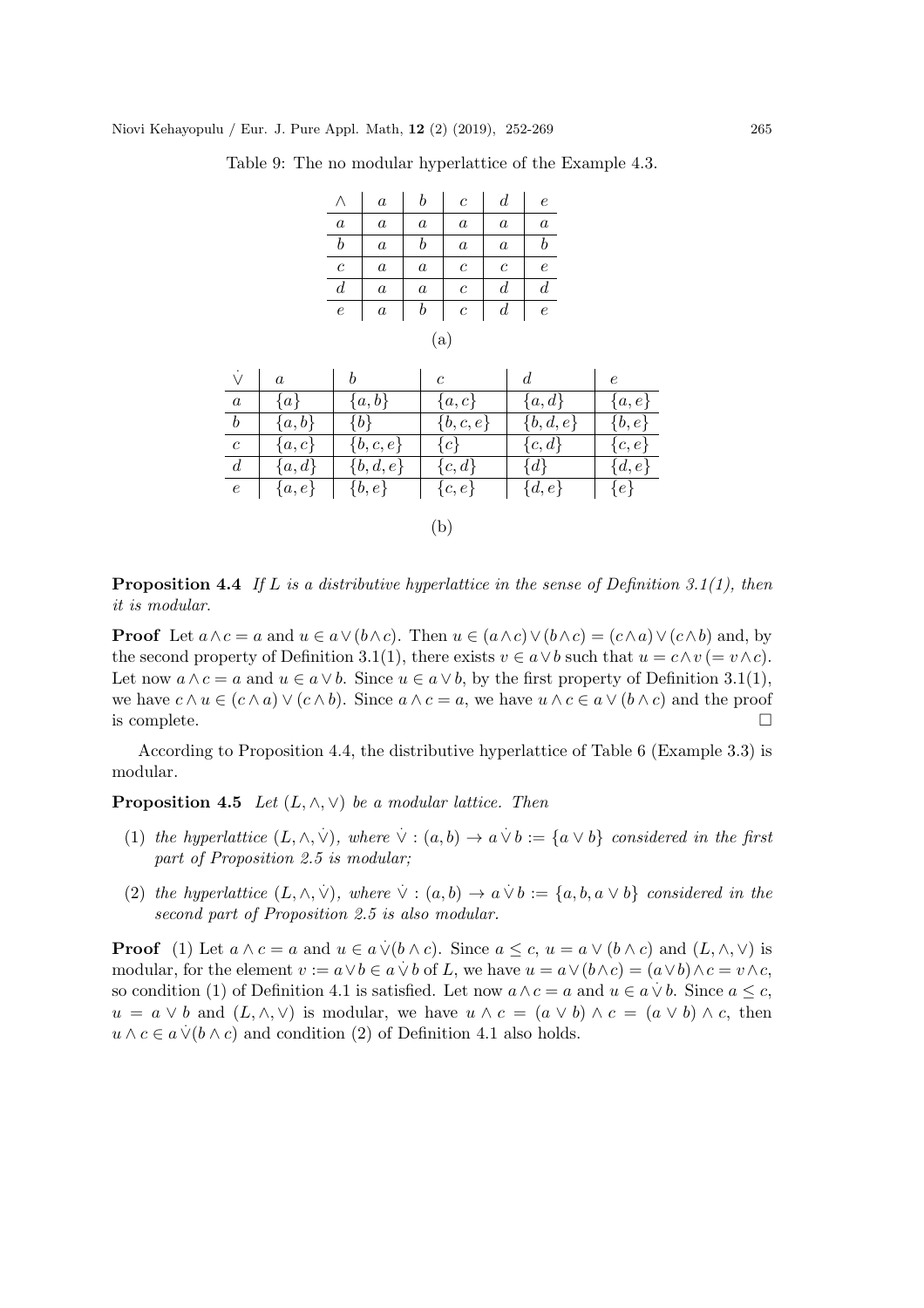Table 9: The no modular hyperlattice of the Example 4.3.

| $\wedge$ | $a$ | $b$ | $c$ | $d$ | $e$ |
|---|---|---|---|---|---|
| $a$ | $a$ | $a$ | $a$ | $a$ | $a$ |
| $b$ | $a$ | $b$ | $a$ | $a$ | $b$ |
| $c$ | $a$ | $a$ | $c$ | $c$ | $e$ |
| $d$ | $a$ | $a$ | $c$ | $d$ | $d$ |
| $e$ | $a$ | $b$ | $c$ | $d$ | $e$ |

(a)

| $\dot{\vee}$ | $a$ | $b$ | $c$ | $d$ | $e$ |
|---|---|---|---|---|---|
| $a$ | $\{a\}$ | $\{a,b\}$ | $\{a,c\}$ | $\{a,d\}$ | $\{a,e\}$ |
| $b$ | $\{a,b\}$ | $\{b\}$ | $\{b,c,e\}$ | $\{b,d,e\}$ | $\{b,e\}$ |
| $c$ | $\{a,c\}$ | $\{b,c,e\}$ | $\{c\}$ | $\{c,d\}$ | $\{c,e\}$ |
| $d$ | $\{a,d\}$ | $\{b,d,e\}$ | $\{c,d\}$ | $\{d\}$ | $\{d,e\}$ |
| $e$ | $\{a,e\}$ | $\{b,e\}$ | $\{c,e\}$ | $\{d,e\}$ | $\{e\}$ |

(b)

**Proposition 4.4** *If $L$ is a distributive hyperlattice in the sense of Definition 3.1(1), then it is modular.*

**Proof** Let $a \wedge c = a$ and $u \in a \vee (b \wedge c)$. Then $u \in (a \wedge c) \vee (b \wedge c) = (c \wedge a) \vee (c \wedge b)$ and, by the second property of Definition 3.1(1), there exists $v \in a \vee b$ such that $u = c \wedge v \,(= v \wedge c)$. Let now $a \wedge c = a$ and $u \in a \vee b$. Since $u \in a \vee b$, by the first property of Definition 3.1(1), we have $c \wedge u \in (c \wedge a) \vee (c \wedge b)$. Since $a \wedge c = a$, we have $u \wedge c \in a \vee (b \wedge c)$ and the proof is complete. $\square$

According to Proposition 4.4, the distributive hyperlattice of Table 6 (Example 3.3) is modular.

**Proposition 4.5** *Let $(L, \wedge, \vee)$ be a modular lattice. Then*

1. *the hyperlattice $(L, \wedge, \dot{\vee})$, where $\dot{\vee} : (a, b) \to a \,\dot{\vee}\, b := \{a \vee b\}$ considered in the first part of Proposition 2.5 is modular;*
2. *the hyperlattice $(L, \wedge, \dot{\vee})$, where $\dot{\vee} : (a, b) \to a \,\dot{\vee}\, b := \{a, b, a \vee b\}$ considered in the second part of Proposition 2.5 is also modular.*

**Proof** (1) Let $a \wedge c = a$ and $u \in a \,\dot{\vee} (b \wedge c)$. Since $a \leq c$, $u = a \vee (b \wedge c)$ and $(L, \wedge, \vee)$ is modular, for the element $v := a \vee b \in a \,\dot{\vee}\, b$ of $L$, we have $u = a \vee (b \wedge c) = (a \vee b) \wedge c = v \wedge c$, so condition (1) of Definition 4.1 is satisfied. Let now $a \wedge c = a$ and $u \in a \,\dot{\vee}\, b$. Since $a \leq c$, $u = a \vee b$ and $(L, \wedge, \vee)$ is modular, we have $u \wedge c = (a \vee b) \wedge c = (a \vee b) \wedge c$, then $u \wedge c \in a \,\dot{\vee} (b \wedge c)$ and condition (2) of Definition 4.1 also holds.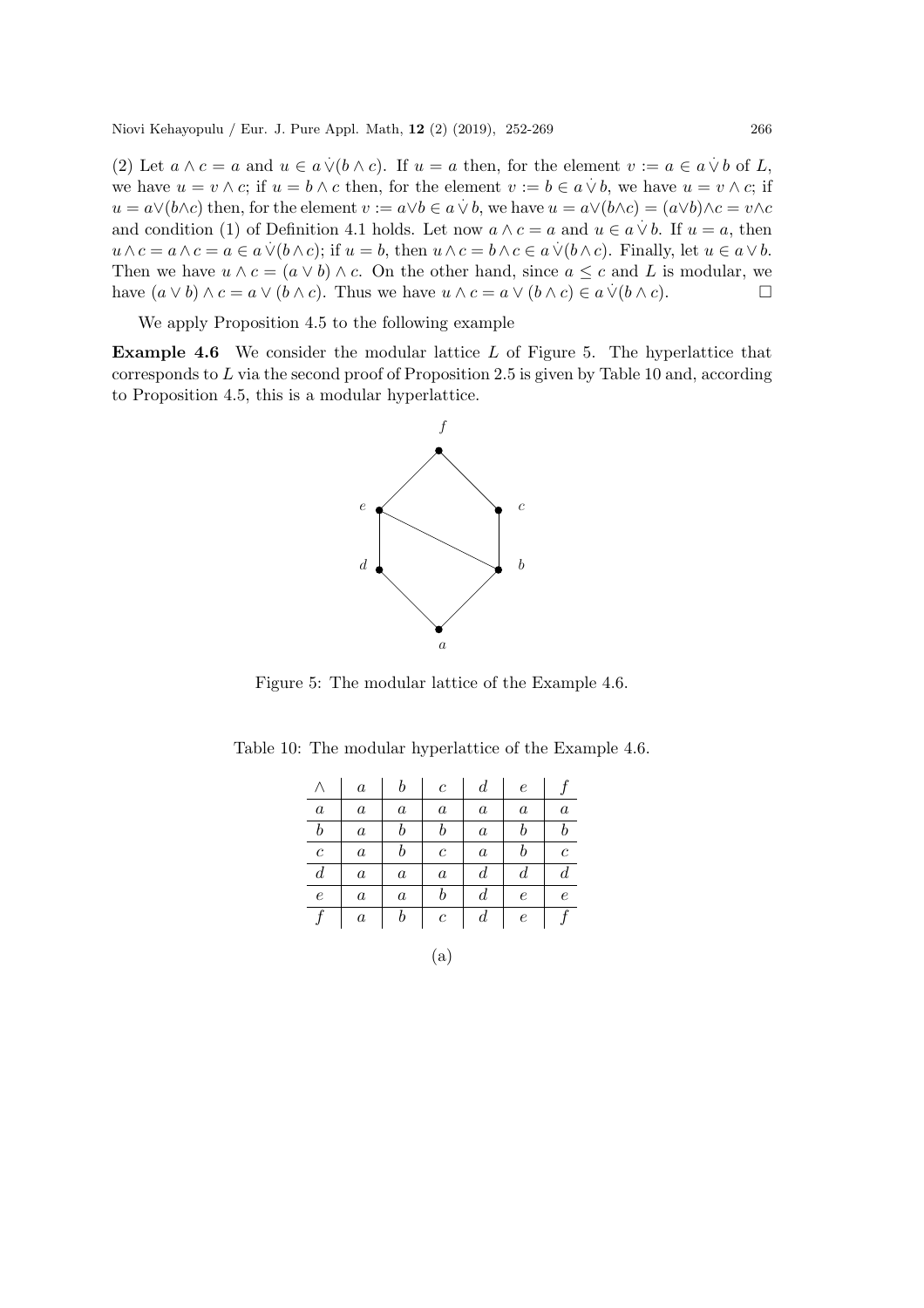(2) Let $a \wedge c = a$ and $u \in a \dot{\vee} (b \wedge c)$. If $u = a$ then, for the element $v := a \in a \dot{\vee} b$ of $L$, we have $u = v \wedge c$; if $u = b \wedge c$ then, for the element $v := b \in a \dot{\vee} b$, we have $u = v \wedge c$; if $u = a \vee (b \wedge c)$ then, for the element $v := a \vee b \in a \dot{\vee} b$, we have $u = a \vee (b \wedge c) = (a \vee b) \wedge c = v \wedge c$ and condition (1) of Definition 4.1 holds. Let now $a \wedge c = a$ and $u \in a \dot{\vee} b$. If $u = a$, then $u \wedge c = a \wedge c = a \in a \dot{\vee} (b \wedge c)$; if $u = b$, then $u \wedge c = b \wedge c \in a \dot{\vee} (b \wedge c)$. Finally, let $u \in a \vee b$. Then we have $u \wedge c = (a \vee b) \wedge c$. On the other hand, since $a \leq c$ and $L$ is modular, we have $(a \vee b) \wedge c = a \vee (b \wedge c)$. Thus we have $u \wedge c = a \vee (b \wedge c) \in a \dot{\vee} (b \wedge c)$. $\square$

We apply Proposition 4.5 to the following example

**Example 4.6** We consider the modular lattice $L$ of Figure 5. The hyperlattice that corresponds to $L$ via the second proof of Proposition 2.5 is given by Table 10 and, according to Proposition 4.5, this is a modular hyperlattice.

Figure 5: The modular lattice of the Example 4.6.

Table 10: The modular hyperlattice of the Example 4.6.

| $\wedge$ | $a$ | $b$ | $c$ | $d$ | $e$ | $f$ |
|---|---|---|---|---|---|---|
| $a$ | $a$ | $a$ | $a$ | $a$ | $a$ | $a$ |
| $b$ | $a$ | $b$ | $b$ | $a$ | $b$ | $b$ |
| $c$ | $a$ | $b$ | $c$ | $a$ | $b$ | $c$ |
| $d$ | $a$ | $a$ | $a$ | $d$ | $d$ | $d$ |
| $e$ | $a$ | $a$ | $b$ | $d$ | $e$ | $e$ |
| $f$ | $a$ | $b$ | $c$ | $d$ | $e$ | $f$ |

(a)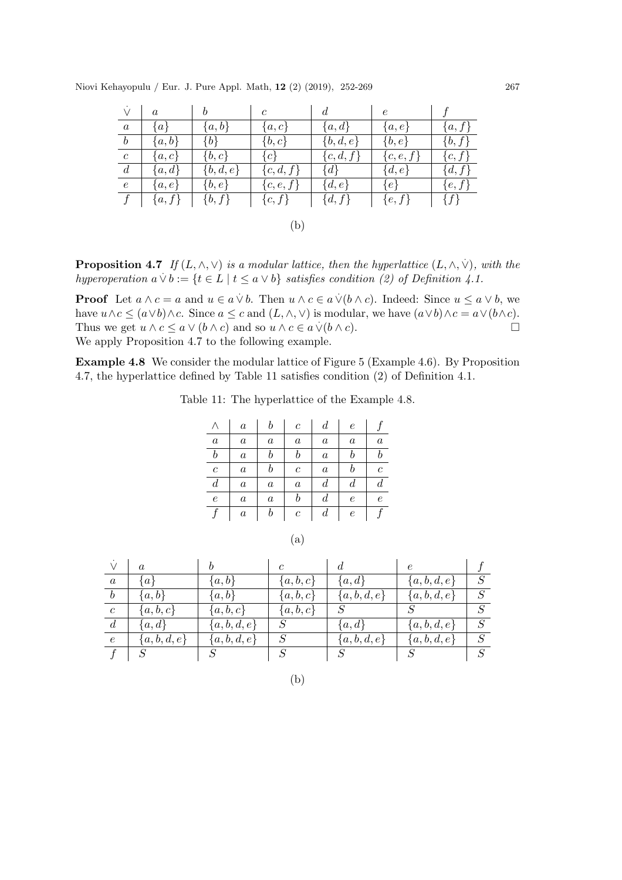| $\dot{\vee}$ | $a$ | $b$ | $c$ | $d$ | $e$ | $f$ |
|---|---|---|---|---|---|---|
| $a$ | $\{a\}$ | $\{a,b\}$ | $\{a,c\}$ | $\{a,d\}$ | $\{a,e\}$ | $\{a,f\}$ |
| $b$ | $\{a,b\}$ | $\{b\}$ | $\{b,c\}$ | $\{b,d,e\}$ | $\{b,e\}$ | $\{b,f\}$ |
| $c$ | $\{a,c\}$ | $\{b,c\}$ | $\{c\}$ | $\{c,d,f\}$ | $\{c,e,f\}$ | $\{c,f\}$ |
| $d$ | $\{a,d\}$ | $\{b,d,e\}$ | $\{c,d,f\}$ | $\{d\}$ | $\{d,e\}$ | $\{d,f\}$ |
| $e$ | $\{a,e\}$ | $\{b,e\}$ | $\{c,e,f\}$ | $\{d,e\}$ | $\{e\}$ | $\{e,f\}$ |
| $f$ | $\{a,f\}$ | $\{b,f\}$ | $\{c,f\}$ | $\{d,f\}$ | $\{e,f\}$ | $\{f\}$ |

(b)

**Proposition 4.7** *If $(L,\wedge,\vee)$ is a modular lattice, then the hyperlattice $(L,\wedge,\dot{\vee})$, with the hyperoperation $a\,\dot{\vee}\,b := \{t \in L \mid t \leq a \vee b\}$ satisfies condition (2) of Definition 4.1.*

**Proof** Let $a \wedge c = a$ and $u \in a\,\dot{\vee}\,b$. Then $u \wedge c \in a\,\dot{\vee}(b \wedge c)$. Indeed: Since $u \leq a \vee b$, we have $u \wedge c \leq (a \vee b) \wedge c$. Since $a \leq c$ and $(L,\wedge,\vee)$ is modular, we have $(a \vee b) \wedge c = a \vee (b \wedge c)$. Thus we get $u \wedge c \leq a \vee (b \wedge c)$ and so $u \wedge c \in a\,\dot{\vee}(b \wedge c)$. $\square$

We apply Proposition 4.7 to the following example.

**Example 4.8** We consider the modular lattice of Figure 5 (Example 4.6). By Proposition 4.7, the hyperlattice defined by Table 11 satisfies condition (2) of Definition 4.1.

Table 11: The hyperlattice of the Example 4.8.

| $\wedge$ | $a$ | $b$ | $c$ | $d$ | $e$ | $f$ |
|---|---|---|---|---|---|---|
| $a$ | $a$ | $a$ | $a$ | $a$ | $a$ | $a$ |
| $b$ | $a$ | $b$ | $b$ | $a$ | $b$ | $b$ |
| $c$ | $a$ | $b$ | $c$ | $a$ | $b$ | $c$ |
| $d$ | $a$ | $a$ | $a$ | $d$ | $d$ | $d$ |
| $e$ | $a$ | $a$ | $b$ | $d$ | $e$ | $e$ |
| $f$ | $a$ | $b$ | $c$ | $d$ | $e$ | $f$ |

(a)

| $\dot{\vee}$ | $a$ | $b$ | $c$ | $d$ | $e$ | $f$ |
|---|---|---|---|---|---|---|
| $a$ | $\{a\}$ | $\{a,b\}$ | $\{a,b,c\}$ | $\{a,d\}$ | $\{a,b,d,e\}$ | $S$ |
| $b$ | $\{a,b\}$ | $\{a,b\}$ | $\{a,b,c\}$ | $\{a,b,d,e\}$ | $\{a,b,d,e\}$ | $S$ |
| $c$ | $\{a,b,c\}$ | $\{a,b,c\}$ | $\{a,b,c\}$ | $S$ | $S$ | $S$ |
| $d$ | $\{a,d\}$ | $\{a,b,d,e\}$ | $S$ | $\{a,d\}$ | $\{a,b,d,e\}$ | $S$ |
| $e$ | $\{a,b,d,e\}$ | $\{a,b,d,e\}$ | $S$ | $\{a,b,d,e\}$ | $\{a,b,d,e\}$ | $S$ |
| $f$ | $S$ | $S$ | $S$ | $S$ | $S$ | $S$ |

(b)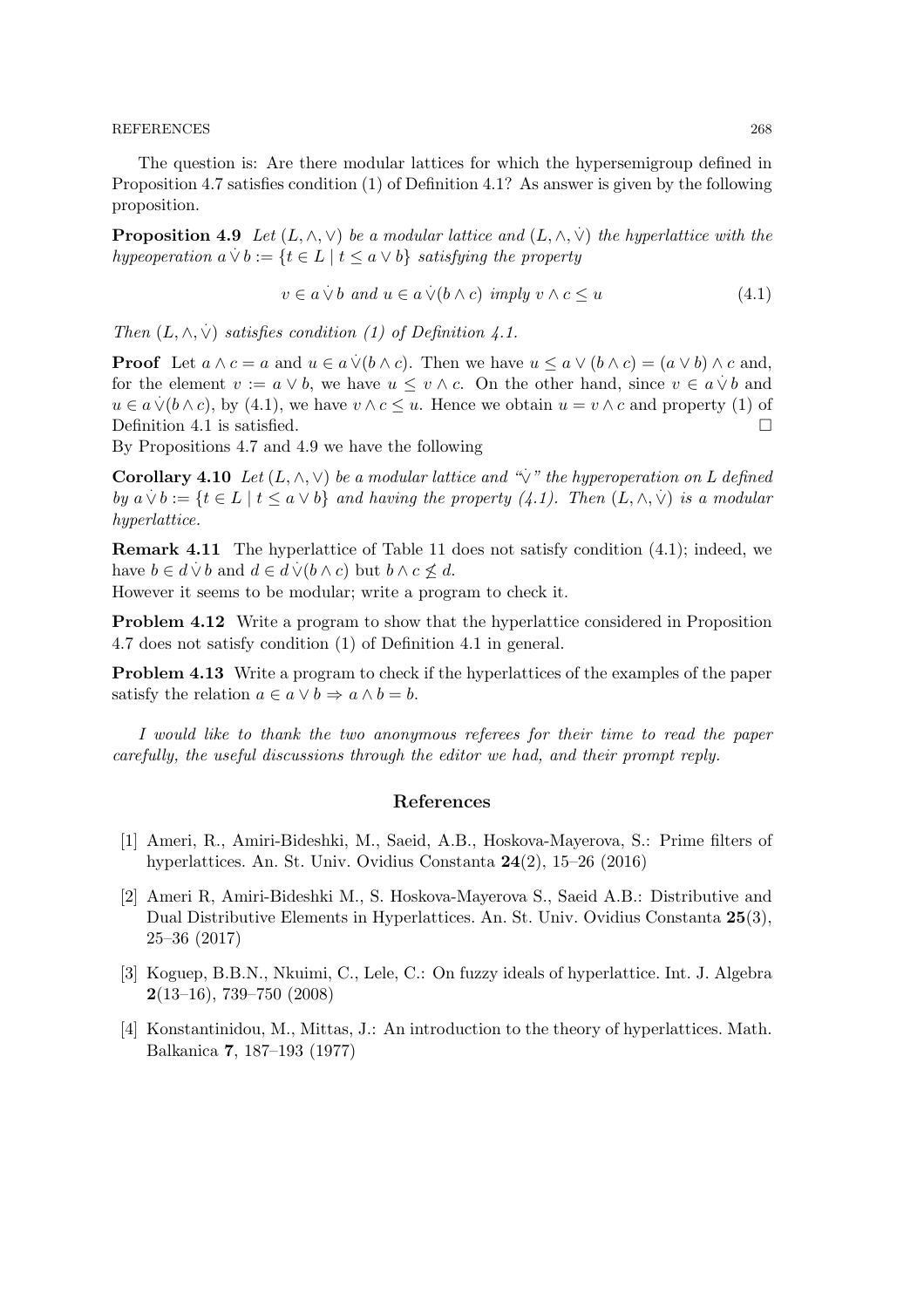The question is: Are there modular lattices for which the hypersemigroup defined in Proposition 4.7 satisfies condition (1) of Definition 4.1? As answer is given by the following proposition.

**Proposition 4.9** *Let $(L, \wedge, \vee)$ be a modular lattice and $(L, \wedge, \dot{\vee})$ the hyperlattice with the hypeoperation $a \dot{\vee} b := \{t \in L \mid t \leq a \vee b\}$ satisfying the property*

$$v \in a \dot{\vee} b \text{ and } u \in a \dot{\vee}(b \wedge c) \text{ imply } v \wedge c \leq u \tag{4.1}$$

*Then $(L, \wedge, \dot{\vee})$ satisfies condition (1) of Definition 4.1.*

**Proof** Let $a \wedge c = a$ and $u \in a \dot{\vee}(b \wedge c)$. Then we have $u \leq a \vee (b \wedge c) = (a \vee b) \wedge c$ and, for the element $v := a \vee b$, we have $u \leq v \wedge c$. On the other hand, since $v \in a \dot{\vee} b$ and $u \in a \dot{\vee}(b \wedge c)$, by (4.1), we have $v \wedge c \leq u$. Hence we obtain $u = v \wedge c$ and property (1) of Definition 4.1 is satisfied. □

By Propositions 4.7 and 4.9 we have the following

**Corollary 4.10** *Let $(L, \wedge, \vee)$ be a modular lattice and "$\dot{\vee}$" the hyperoperation on $L$ defined by $a \dot{\vee} b := \{t \in L \mid t \leq a \vee b\}$ and having the property (4.1). Then $(L, \wedge, \dot{\vee})$ is a modular hyperlattice.*

**Remark 4.11** The hyperlattice of Table 11 does not satisfy condition (4.1); indeed, we have $b \in d \dot{\vee} b$ and $d \in d \dot{\vee}(b \wedge c)$ but $b \wedge c \not\leq d$.

However it seems to be modular; write a program to check it.

**Problem 4.12** Write a program to show that the hyperlattice considered in Proposition 4.7 does not satisfy condition (1) of Definition 4.1 in general.

**Problem 4.13** Write a program to check if the hyperlattices of the examples of the paper satisfy the relation $a \in a \vee b \Rightarrow a \wedge b = b$.

*I would like to thank the two anonymous referees for their time to read the paper carefully, the useful discussions through the editor we had, and their prompt reply.*

## References

[1] Ameri, R., Amiri-Bideshki, M., Saeid, A.B., Hoskova-Mayerova, S.: Prime filters of hyperlattices. An. St. Univ. Ovidius Constanta **24**(2), 15–26 (2016)

[2] Ameri R, Amiri-Bideshki M., S. Hoskova-Mayerova S., Saeid A.B.: Distributive and Dual Distributive Elements in Hyperlattices. An. St. Univ. Ovidius Constanta **25**(3), 25–36 (2017)

[3] Koguep, B.B.N., Nkuimi, C., Lele, C.: On fuzzy ideals of hyperlattice. Int. J. Algebra **2**(13–16), 739–750 (2008)

[4] Konstantinidou, M., Mittas, J.: An introduction to the theory of hyperlattices. Math. Balkanica **7**, 187–193 (1977)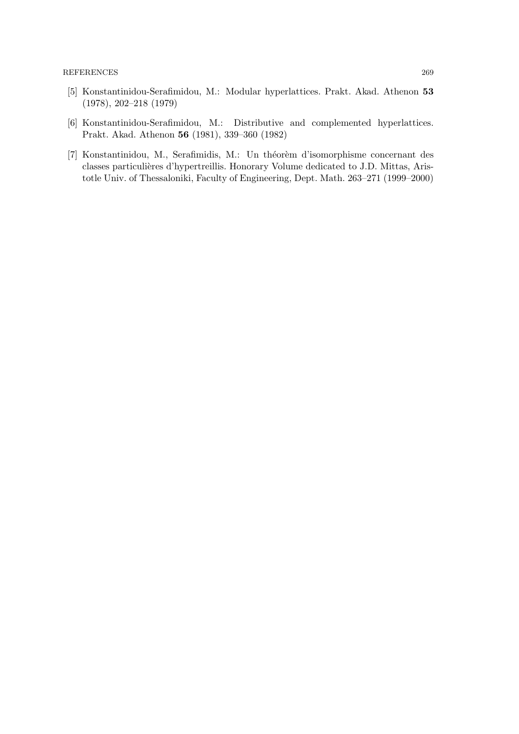[5] Konstantinidou-Serafimidou, M.: Modular hyperlattices. Prakt. Akad. Athenon **53** (1978), 202–218 (1979)

[6] Konstantinidou-Serafimidou, M.: Distributive and complemented hyperlattices. Prakt. Akad. Athenon **56** (1981), 339–360 (1982)

[7] Konstantinidou, M., Serafimidis, M.: Un théorèm d'isomorphisme concernant des classes particulières d'hypertreillis. Honorary Volume dedicated to J.D. Mittas, Aristotle Univ. of Thessaloniki, Faculty of Engineering, Dept. Math. 263–271 (1999–2000)